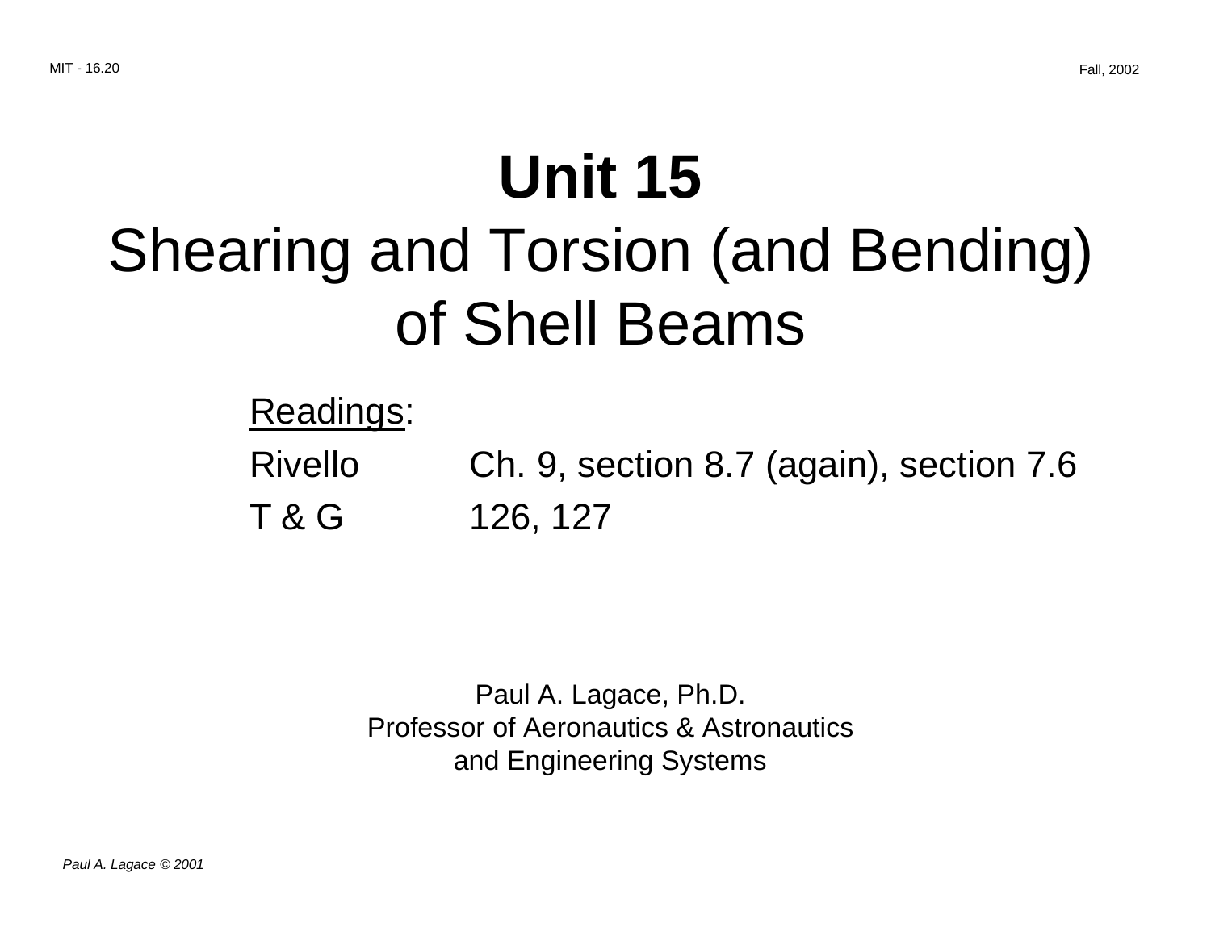# Unit 15

# Shearing and Torsion (and Bending) of Shell Beams

Readings:

Rivello Ch. 9, section 8.7 (again), section 7.6

T & G 126, 127

Paul A. Lagace, Ph.D.
Professor of Aeronautics & Astronautics
and Engineering Systems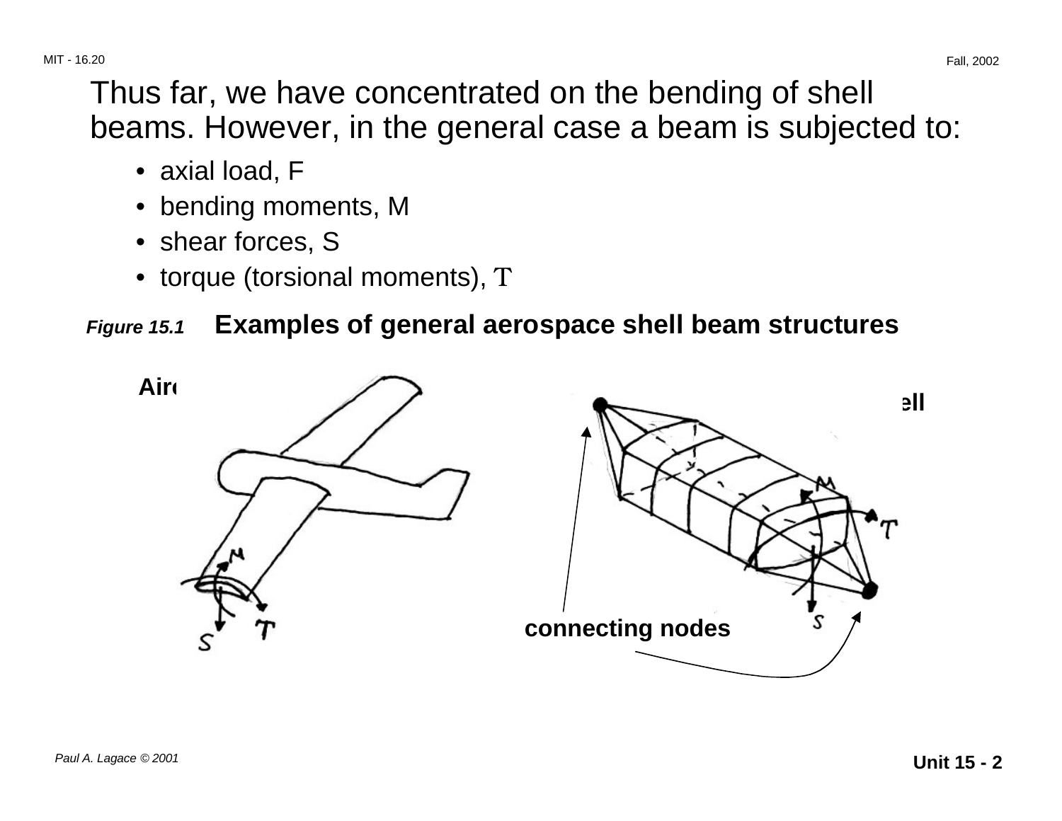Thus far, we have concentrated on the bending of shell beams. However, in the general case a beam is subjected to:

- axial load, F
- bending moments, M
- shear forces, S
- torque (torsional moments), T

***Figure 15.1*** **Examples of general aerospace shell beam structures**

**Air**

**ell**

**connecting nodes**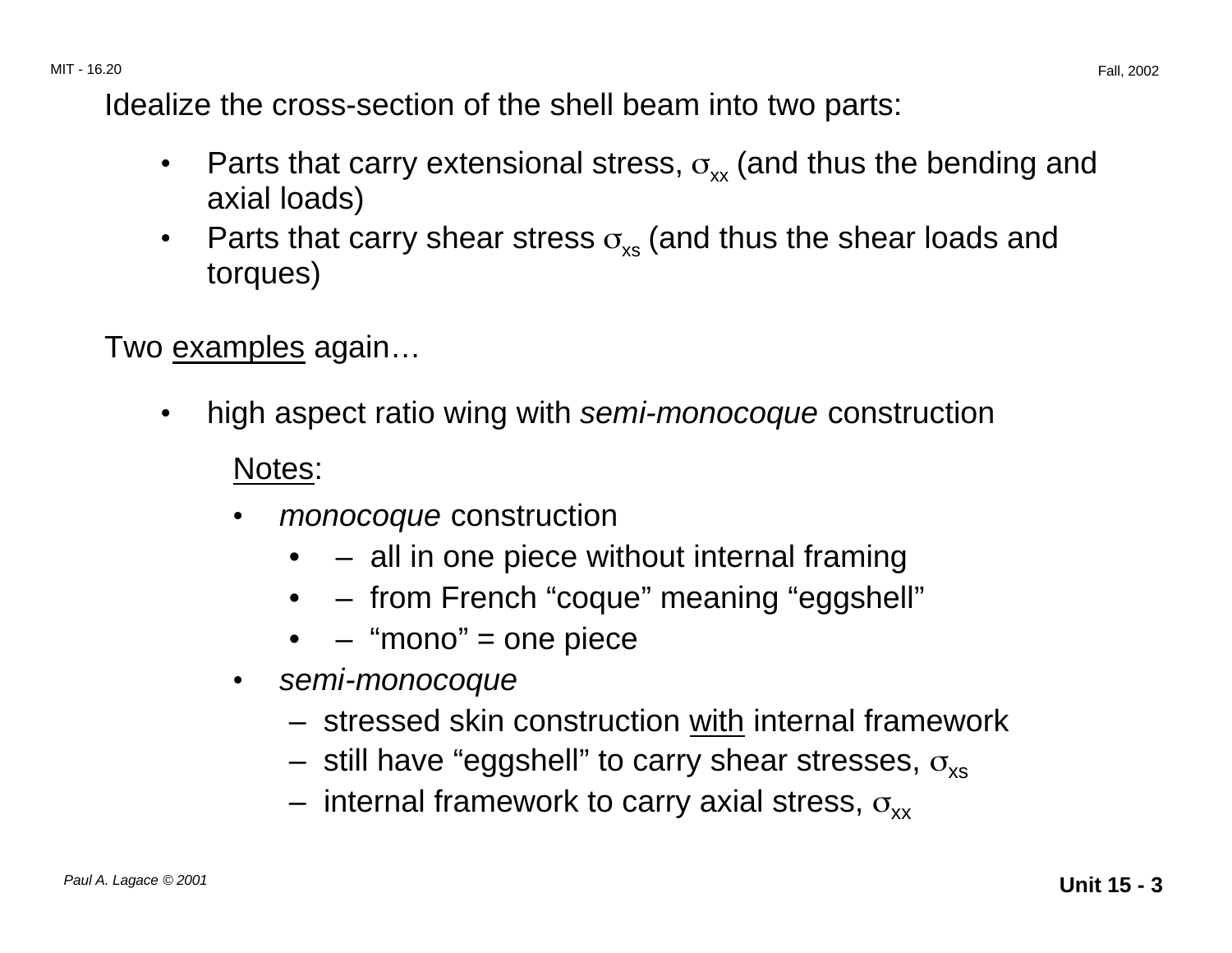Idealize the cross-section of the shell beam into two parts:

- Parts that carry extensional stress, $\sigma_{xx}$ (and thus the bending and axial loads)
- Parts that carry shear stress $\sigma_{xs}$ (and thus the shear loads and torques)

Two <u>examples</u> again…

- high aspect ratio wing with *semi-monocoque* construction

  <u>Notes</u>:

  - *monocoque* construction
    - – all in one piece without internal framing
    - – from French “coque” meaning “eggshell”
    - – “mono” = one piece
  - *semi-monocoque*
    - stressed skin construction <u>with</u> internal framework
    - still have “eggshell” to carry shear stresses, $\sigma_{xs}$
    - internal framework to carry axial stress, $\sigma_{xx}$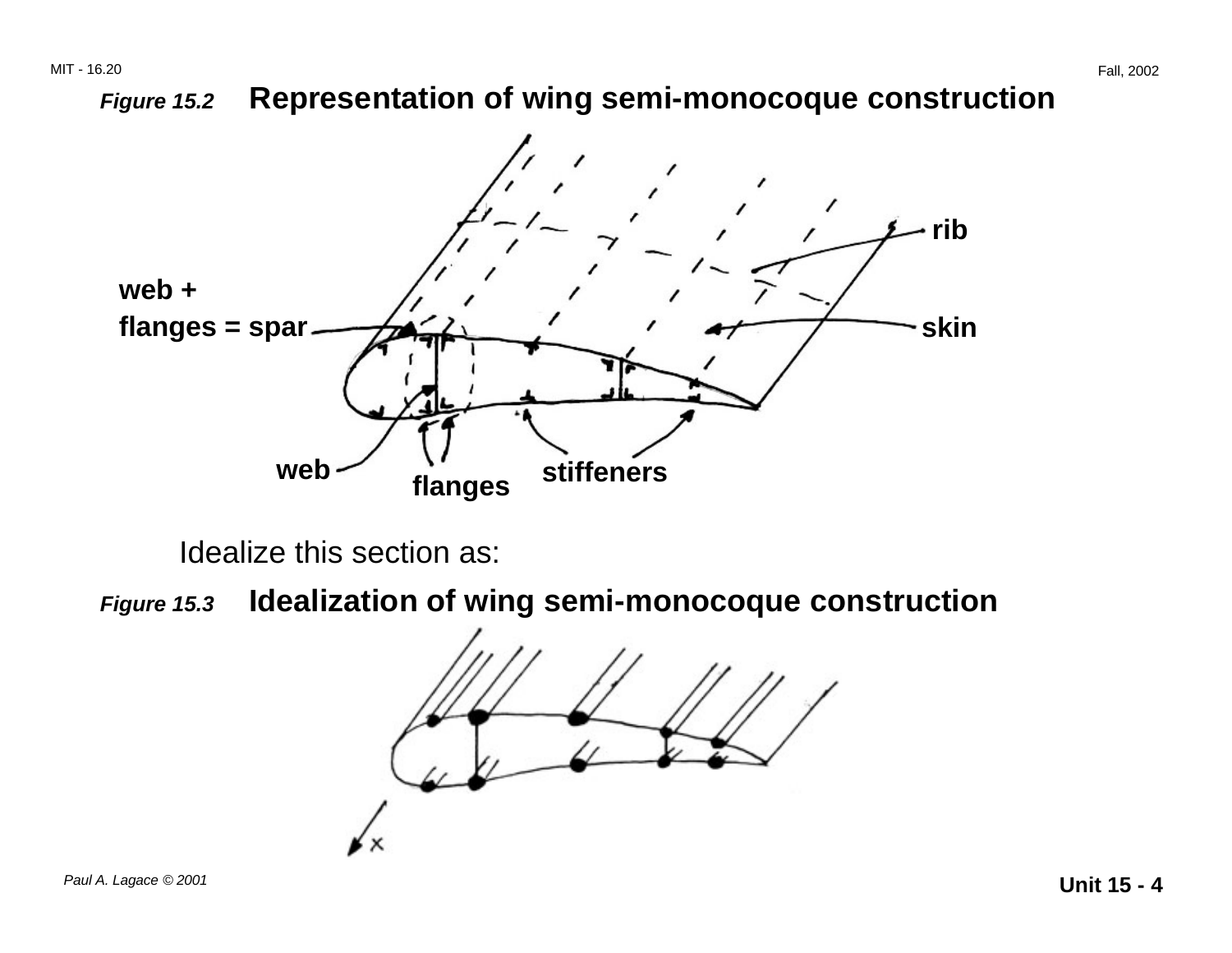*Figure 15.2* **Representation of wing semi-monocoque construction**

Idealize this section as:

*Figure 15.3* **Idealization of wing semi-monocoque construction**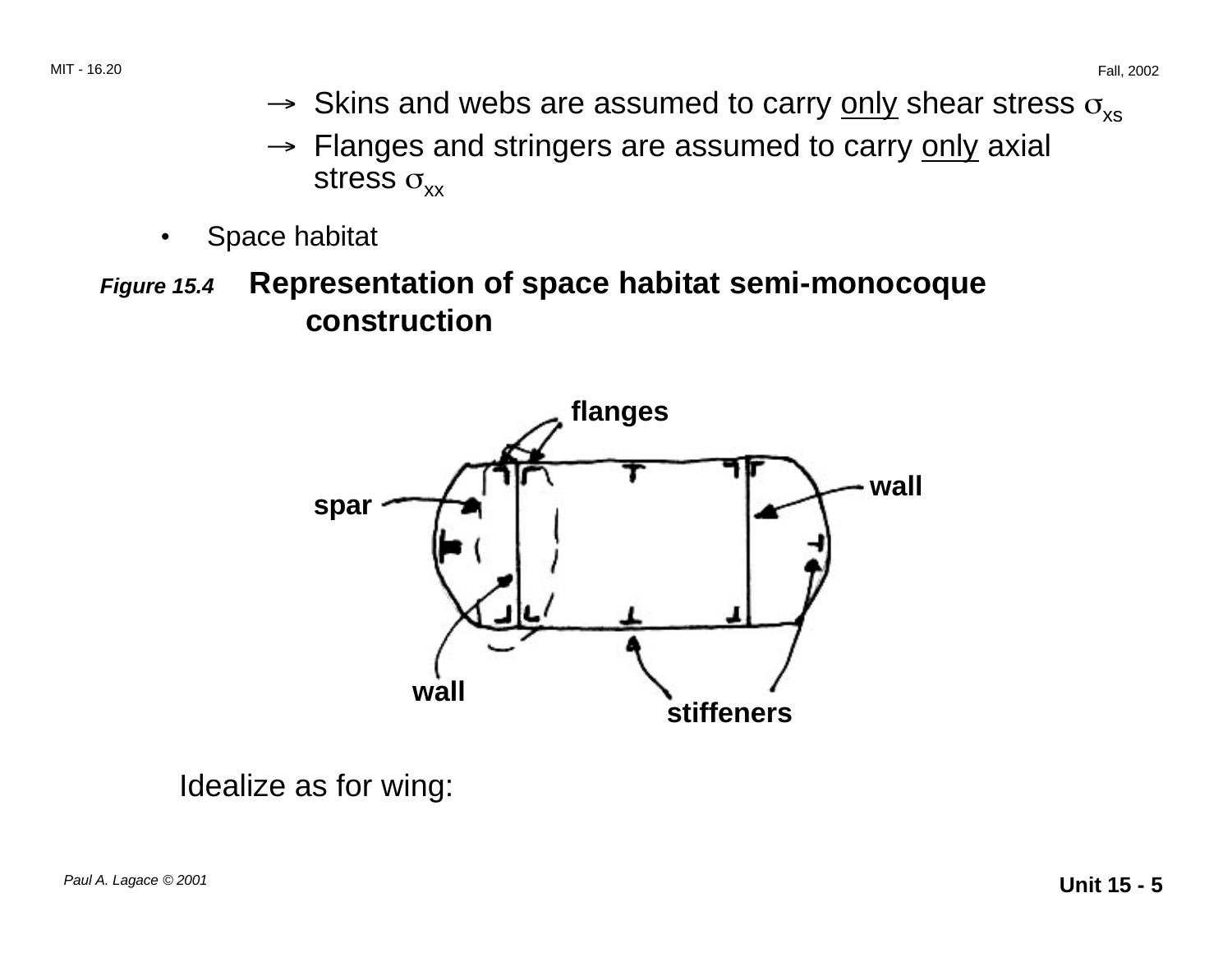- → Skins and webs are assumed to carry <u>only</u> shear stress $\sigma_{xs}$
- → Flanges and stringers are assumed to carry <u>only</u> axial stress $\sigma_{xx}$

- Space habitat

***Figure 15.4*** **Representation of space habitat semi-monocoque construction**

Idealize as for wing: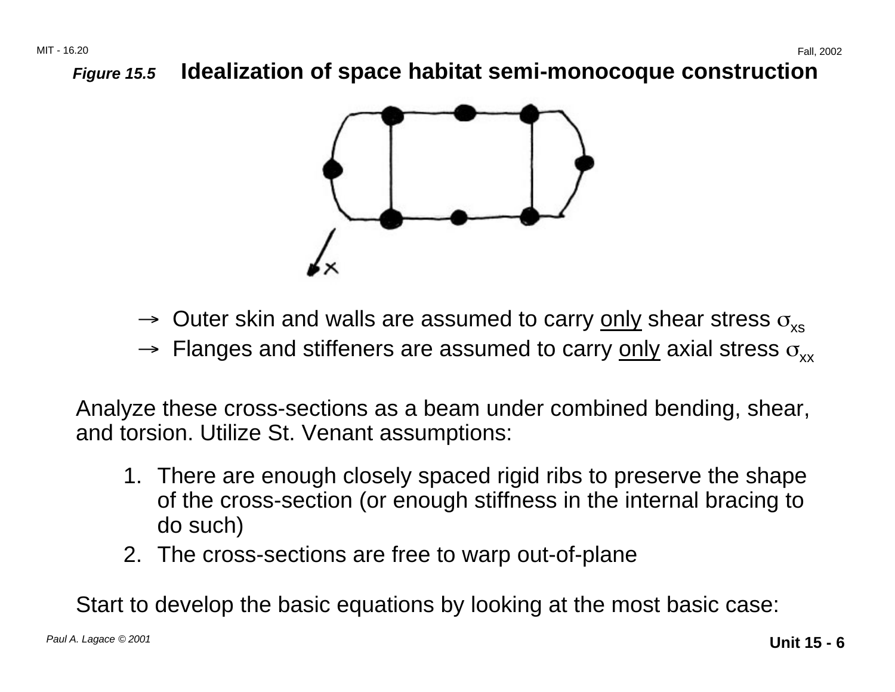**_Figure 15.5_ Idealization of space habitat semi-monocoque construction**

- → Outer skin and walls are assumed to carry <u>only</u> shear stress $\sigma_{xs}$
- → Flanges and stiffeners are assumed to carry <u>only</u> axial stress $\sigma_{xx}$

Analyze these cross-sections as a beam under combined bending, shear, and torsion. Utilize St. Venant assumptions:

1. There are enough closely spaced rigid ribs to preserve the shape of the cross-section (or enough stiffness in the internal bracing to do such)
2. The cross-sections are free to warp out-of-plane

Start to develop the basic equations by looking at the most basic case: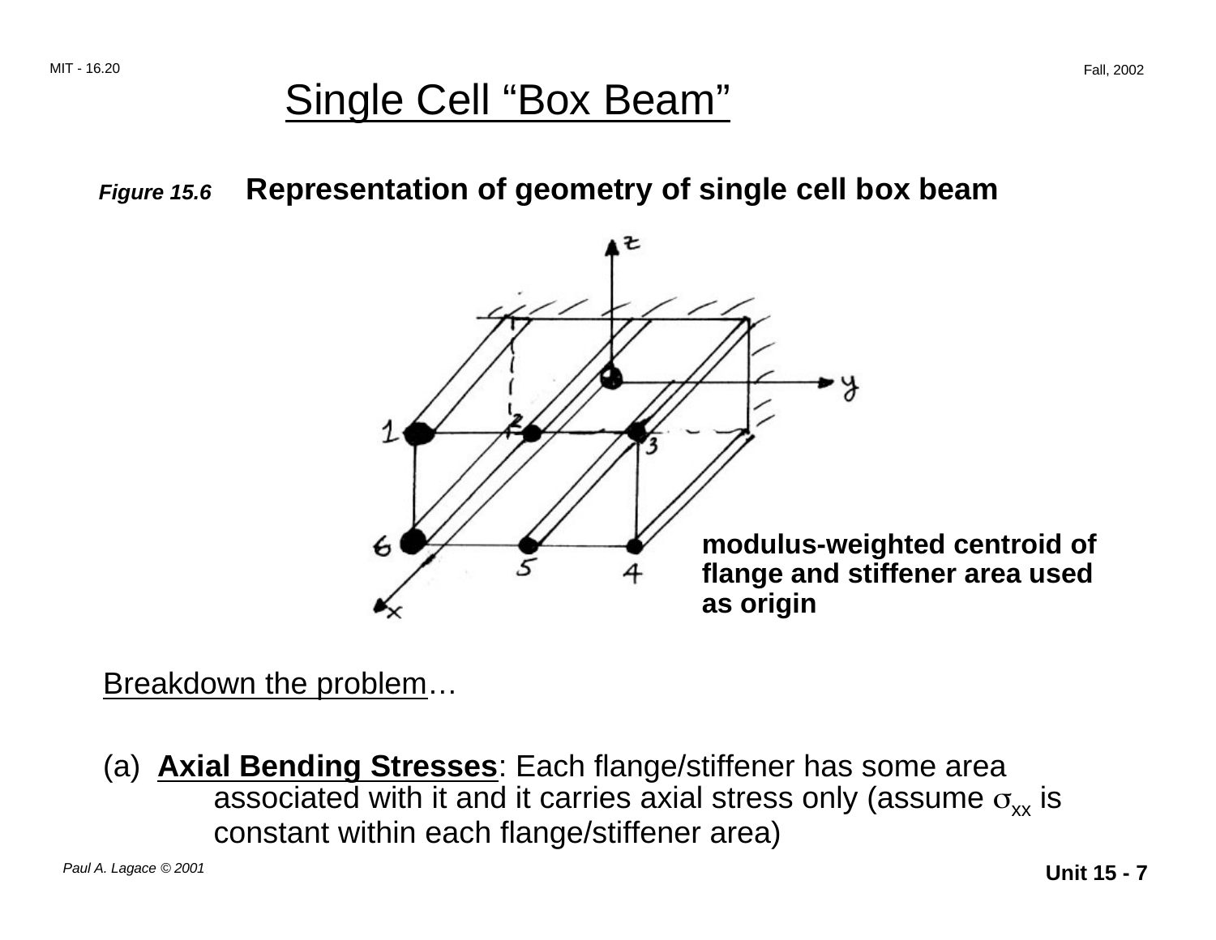# Single Cell "Box Beam"

***Figure 15.6*** **Representation of geometry of single cell box beam**

**modulus-weighted centroid of flange and stiffener area used as origin**

Breakdown the problem…

(a) **Axial Bending Stresses**: Each flange/stiffener has some area associated with it and it carries axial stress only (assume $\sigma_{xx}$ is constant within each flange/stiffener area)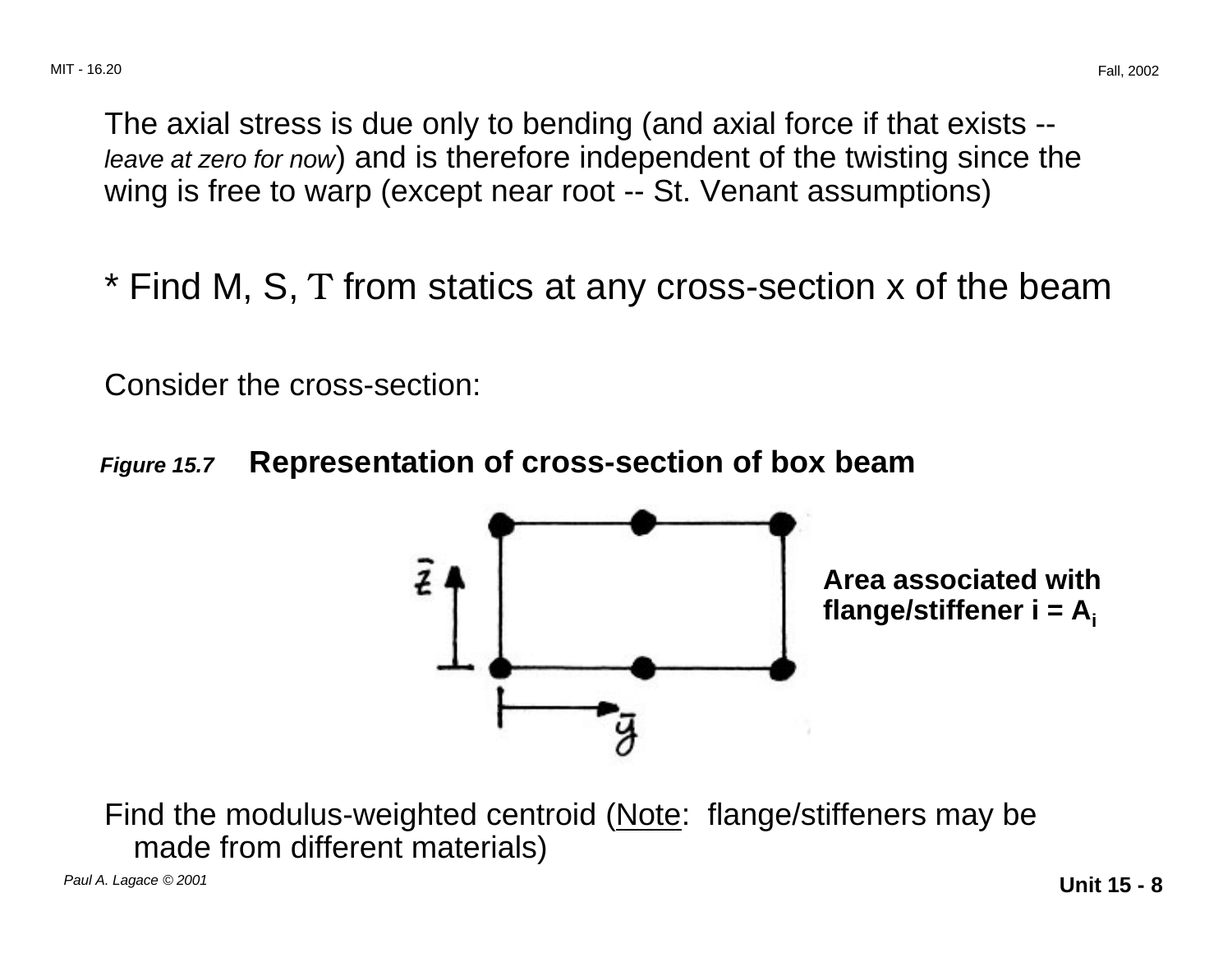The axial stress is due only to bending (and axial force if that exists -- *leave at zero for now*) and is therefore independent of the twisting since the wing is free to warp (except near root -- St. Venant assumptions)

* Find M, S, T from statics at any cross-section x of the beam

Consider the cross-section:

***Figure 15.7*** **Representation of cross-section of box beam**

**Area associated with flange/stiffener i = $A_i$**

Find the modulus-weighted centroid (<u>Note</u>: flange/stiffeners may be made from different materials)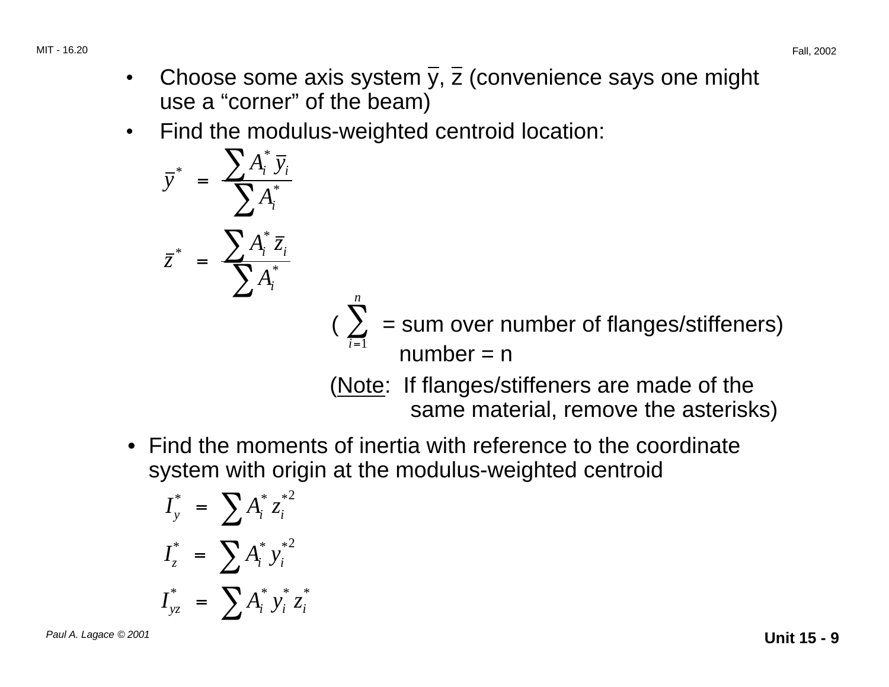- Choose some axis system $\bar{y}$, $\bar{z}$ (convenience says one might use a "corner" of the beam)
- Find the modulus-weighted centroid location:

$$\bar{y}^* = \frac{\sum A_i^* \bar{y}_i}{\sum A_i^*}$$

$$\bar{z}^* = \frac{\sum A_i^* \bar{z}_i}{\sum A_i^*}$$

( $\sum_{i=1}^{n}$ = sum over number of flanges/stiffeners) number = n

(Note: If flanges/stiffeners are made of the same material, remove the asterisks)

- Find the moments of inertia with reference to the coordinate system with origin at the modulus-weighted centroid

$$I_y^* = \sum A_i^* z_i^{*2}$$

$$I_z^* = \sum A_i^* y_i^{*2}$$

$$I_{yz}^* = \sum A_i^* y_i^* z_i^*$$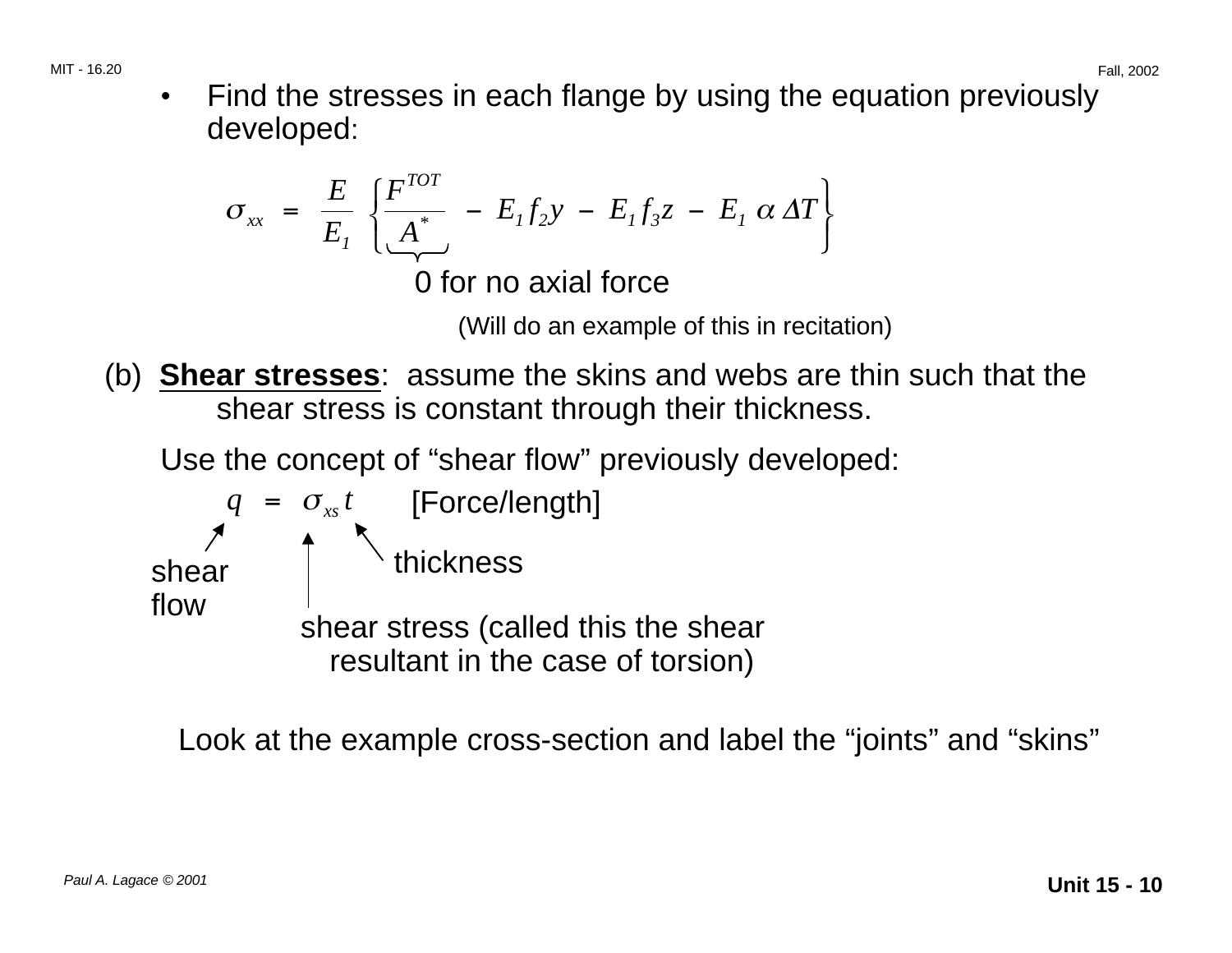- Find the stresses in each flange by using the equation previously developed:

$$\sigma_{xx} = \frac{E}{E_1} \left\{ \underbrace{\frac{F^{TOT}}{A^*}}_{\text{0 for no axial force}} - E_1 f_2 y - E_1 f_3 z - E_1 \alpha \Delta T \right\}$$

(Will do an example of this in recitation)

(b) **Shear stresses**: assume the skins and webs are thin such that the shear stress is constant through their thickness.

Use the concept of "shear flow" previously developed:

$$q = \sigma_{xs} t \qquad \text{[Force/length]}$$

- $q$: shear flow
- $\sigma_{xs}$: shear stress (called this the shear resultant in the case of torsion)
- $t$: thickness

Look at the example cross-section and label the "joints" and "skins"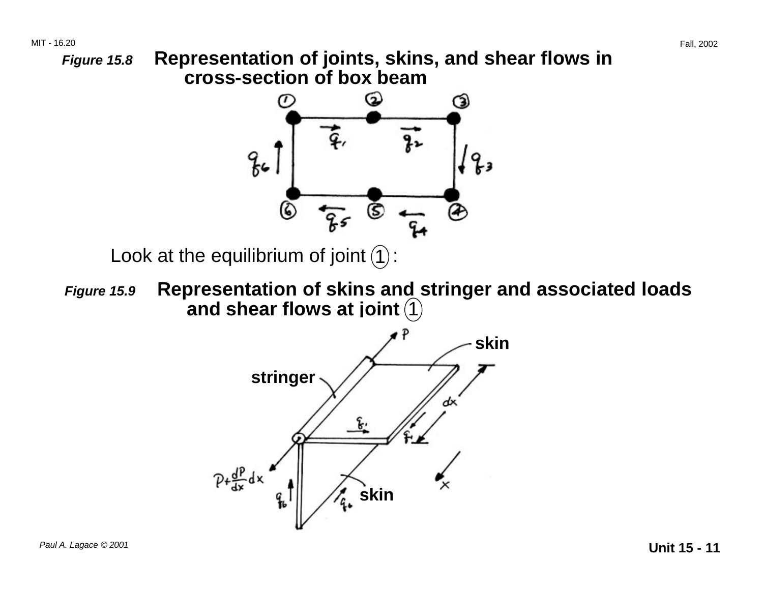*Figure 15.8* **Representation of joints, skins, and shear flows in cross-section of box beam**

Look at the equilibrium of joint (1) :

*Figure 15.9* **Representation of skins and stringer and associated loads and shear flows at joint (1)**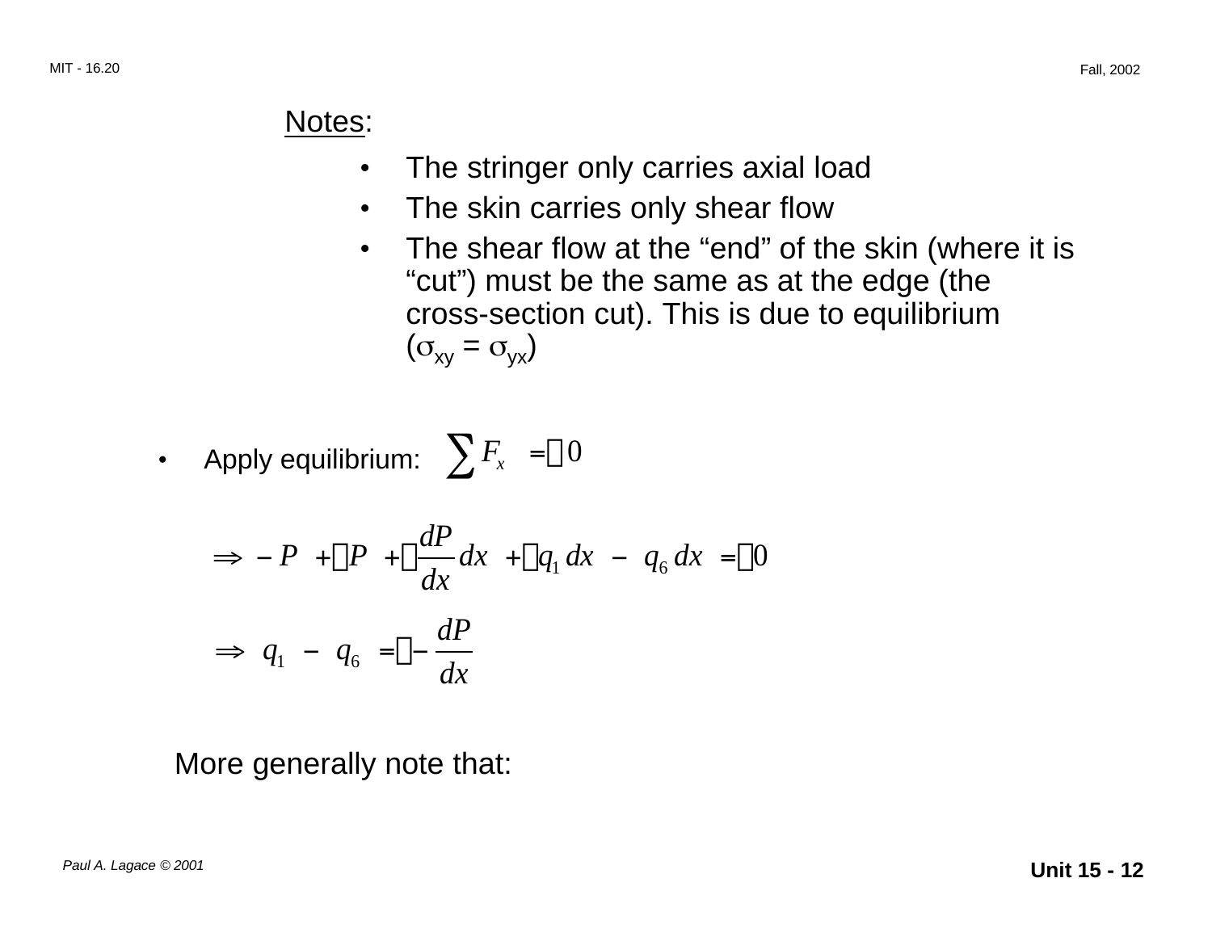Notes:

- The stringer only carries axial load
- The skin carries only shear flow
- The shear flow at the "end" of the skin (where it is "cut") must be the same as at the edge (the cross-section cut). This is due to equilibrium ($\sigma_{xy} = \sigma_{yx}$)

- Apply equilibrium: $\sum F_x = 0$

$$\Rightarrow -P + P + \frac{dP}{dx} dx + q_1 dx - q_6 dx = 0$$

$$\Rightarrow q_1 - q_6 = -\frac{dP}{dx}$$

More generally note that: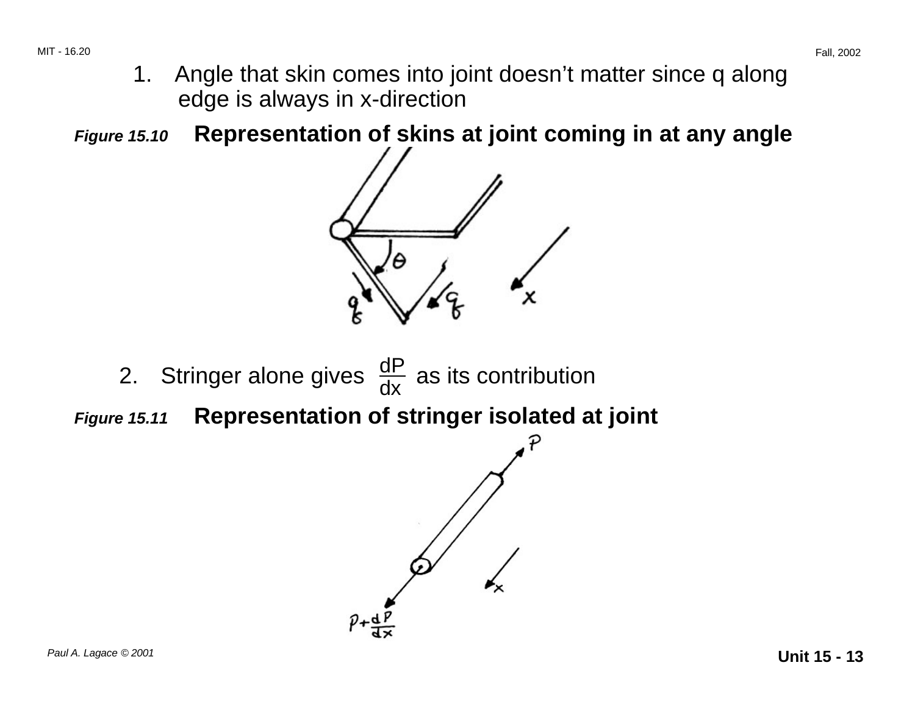1. Angle that skin comes into joint doesn't matter since q along edge is always in x-direction

***Figure 15.10*** **Representation of skins at joint coming in at any angle**

2. Stringer alone gives $\frac{dP}{dx}$ as its contribution

***Figure 15.11*** **Representation of stringer isolated at joint**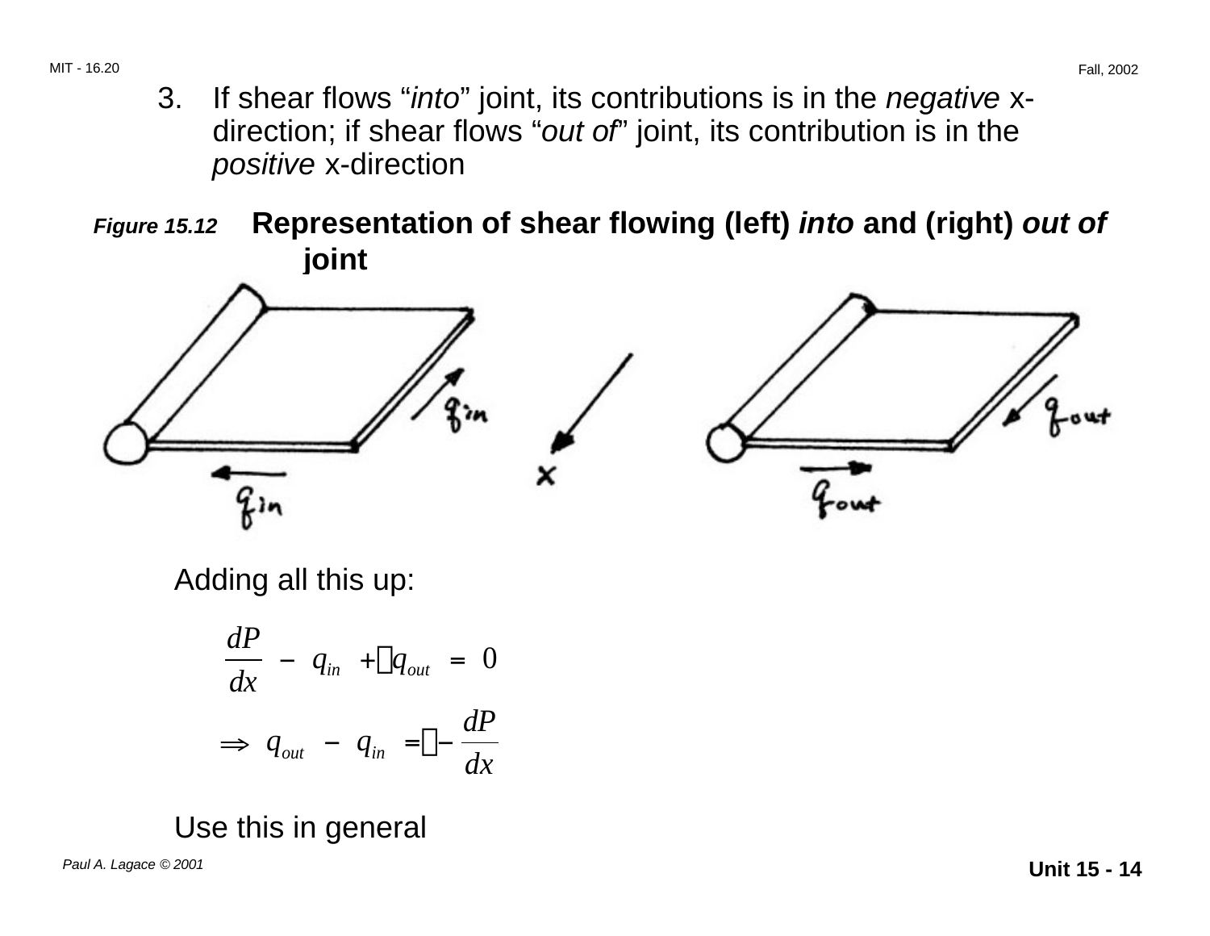3. If shear flows "*into*" joint, its contributions is in the *negative* x-direction; if shear flows "*out of*" joint, its contribution is in the *positive* x-direction

***Figure 15.12*** **Representation of shear flowing (left) *into* and (right) *out of* joint**

Adding all this up:

$$\frac{dP}{dx} - q_{in} + q_{out} = 0$$

$$\Rightarrow q_{out} - q_{in} = -\frac{dP}{dx}$$

Use this in general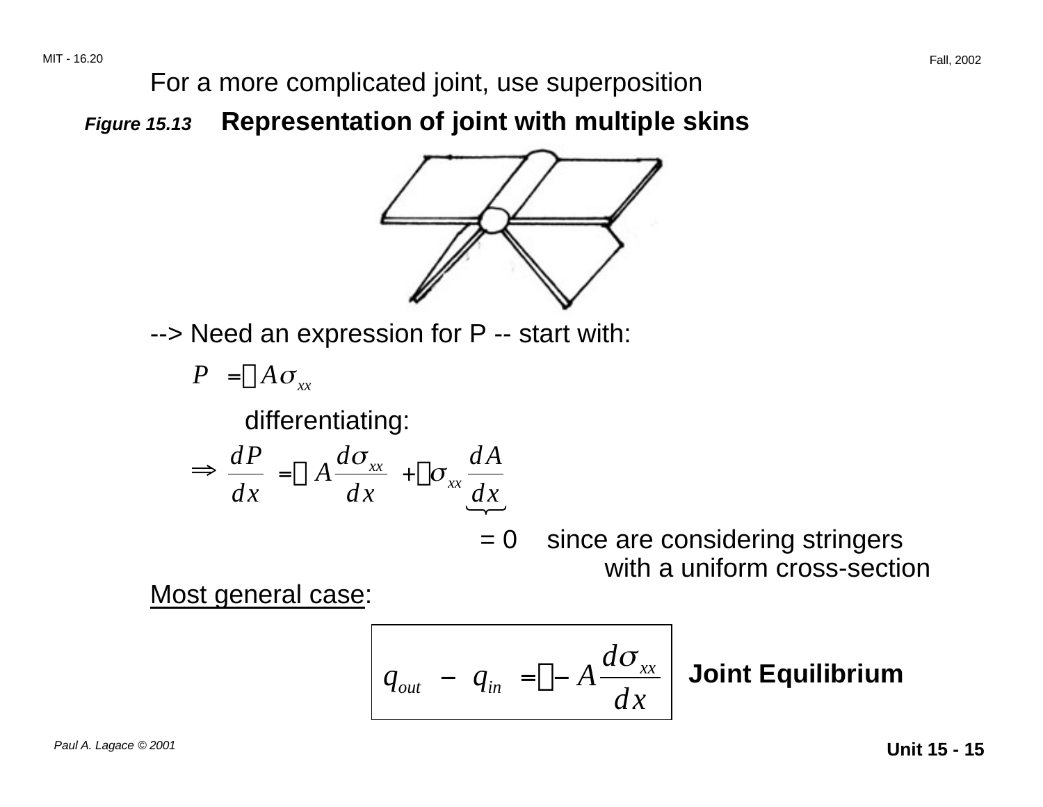For a more complicated joint, use superposition

***Figure 15.13*** **Representation of joint with multiple skins**

--> Need an expression for P -- start with:

$$P = A\sigma_{xx}$$

differentiating:

$$\Rightarrow \frac{dP}{dx} = A\frac{d\sigma_{xx}}{dx} + \sigma_{xx}\underbrace{\frac{dA}{dx}}$$

= 0 since are considering stringers with a uniform cross-section

<u>Most general case</u>:

$$\boxed{q_{out} - q_{in} = -A\frac{d\sigma_{xx}}{dx}}$$ **Joint Equilibrium**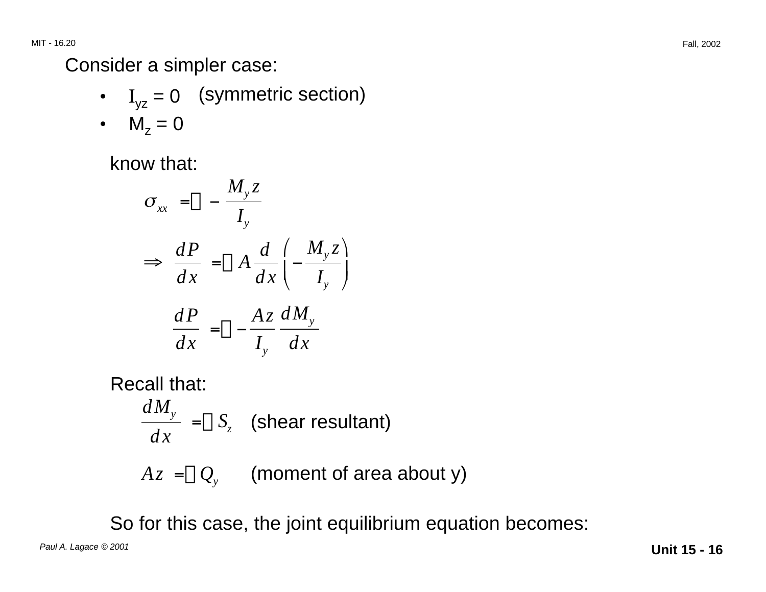Consider a simpler case:

- $I_{yz} = 0$ (symmetric section)
- $M_z = 0$

know that:

$$\sigma_{xx} = -\frac{M_y z}{I_y}$$

$$\Rightarrow \frac{dP}{dx} = A \frac{d}{dx}\left(-\frac{M_y z}{I_y}\right)$$

$$\frac{dP}{dx} = -\frac{Az}{I_y}\frac{dM_y}{dx}$$

Recall that:

$$\frac{dM_y}{dx} = S_z \quad \text{(shear resultant)}$$

$$Az = Q_y \quad \text{(moment of area about y)}$$

So for this case, the joint equilibrium equation becomes: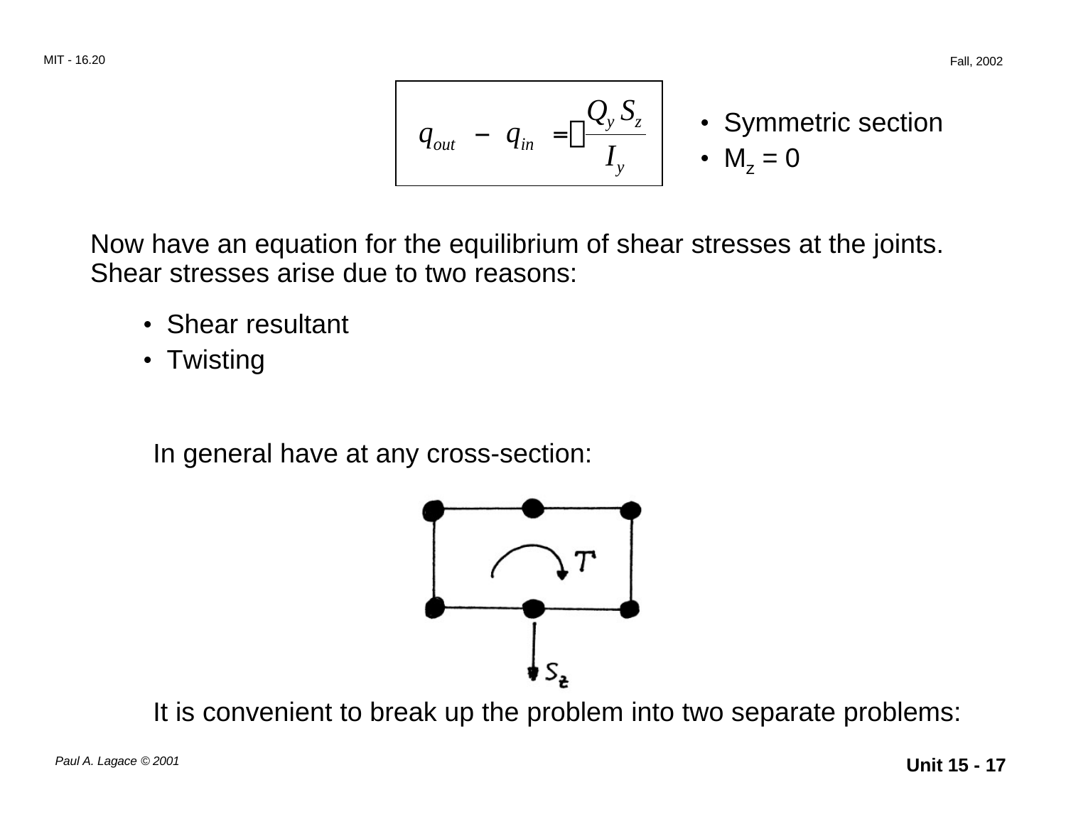$$q_{out} - q_{in} = -\frac{Q_y S_z}{I_y}$$

- Symmetric section
- $M_z = 0$

Now have an equation for the equilibrium of shear stresses at the joints. Shear stresses arise due to two reasons:

- Shear resultant
- Twisting

In general have at any cross-section:

It is convenient to break up the problem into two separate problems: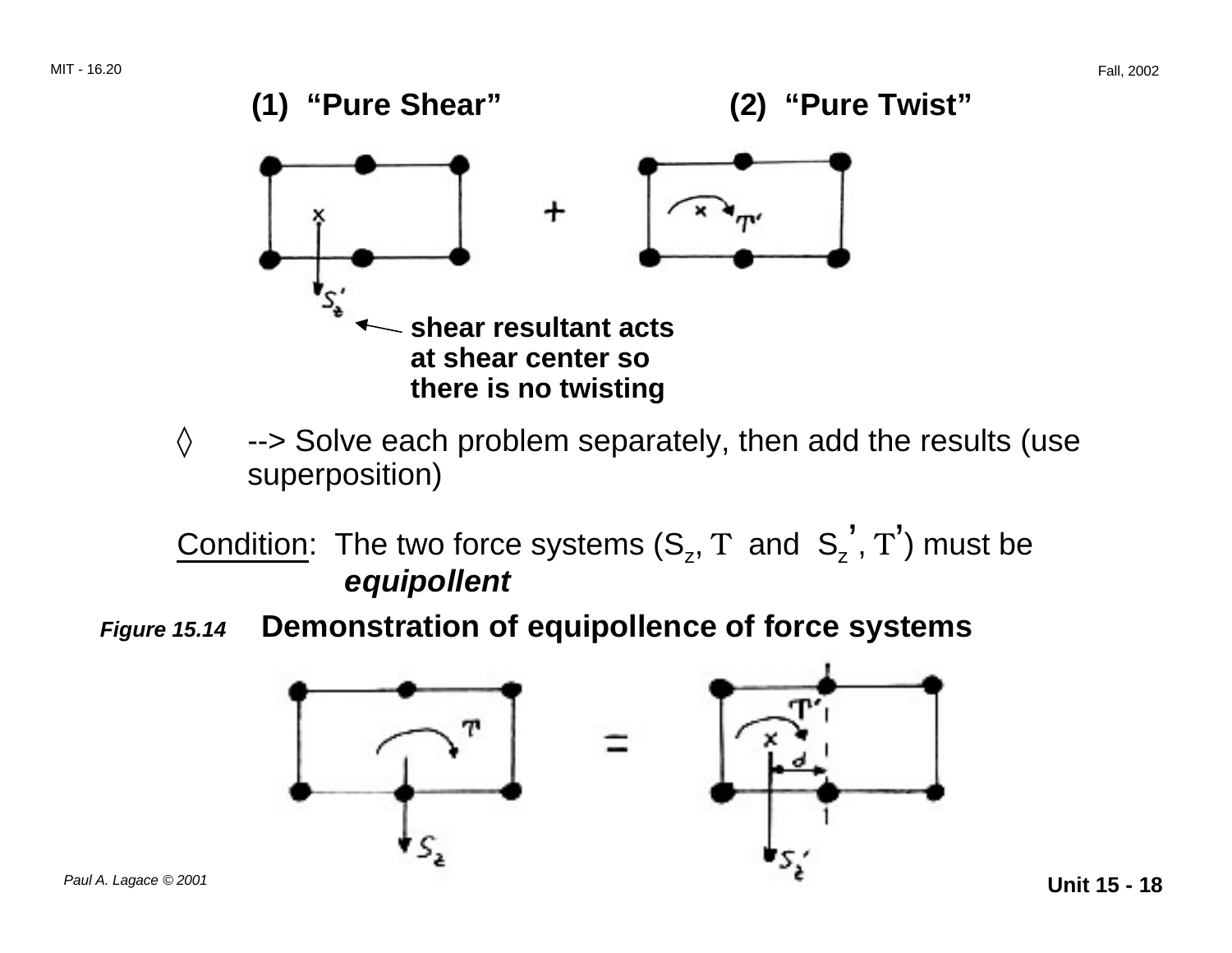**(1) "Pure Shear"** **(2) "Pure Twist"**

shear resultant acts at shear center so there is no twisting

◊ --> Solve each problem separately, then add the results (use superposition)

Condition: The two force systems ($S_z$, $T$ and $S_z'$, $T'$) must be ***equipollent***

***Figure 15.14*** **Demonstration of equipollence of force systems**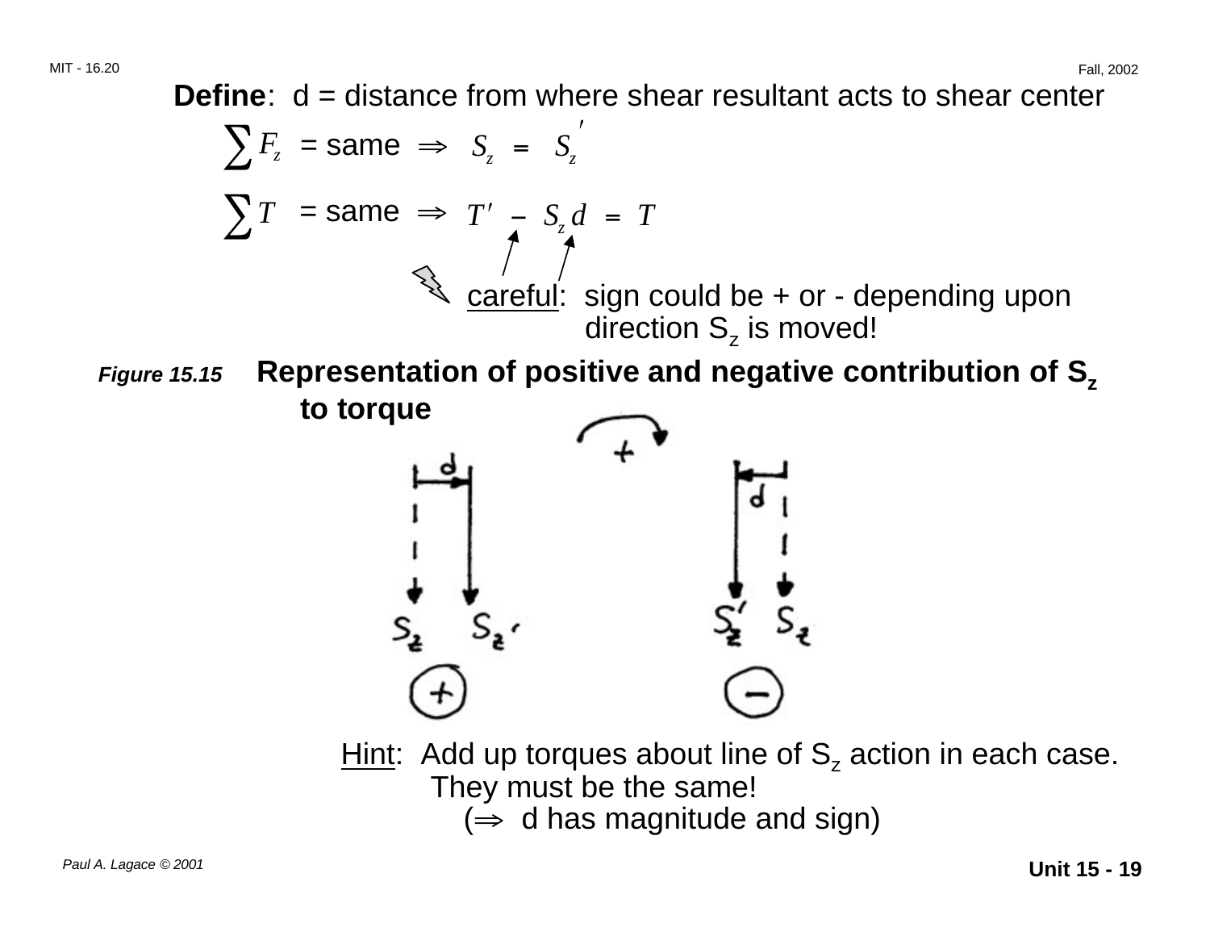**Define**: d = distance from where shear resultant acts to shear center

$$\sum F_z = \text{same} \Rightarrow S_z = S_z'$$

$$\sum T = \text{same} \Rightarrow T' - S_z d = T$$

careful: sign could be + or - depending upon direction $S_z$ is moved!

***Figure 15.15*** **Representation of positive and negative contribution of $S_z$ to torque**

Hint: Add up torques about line of $S_z$ action in each case. They must be the same!
($\Rightarrow$ d has magnitude and sign)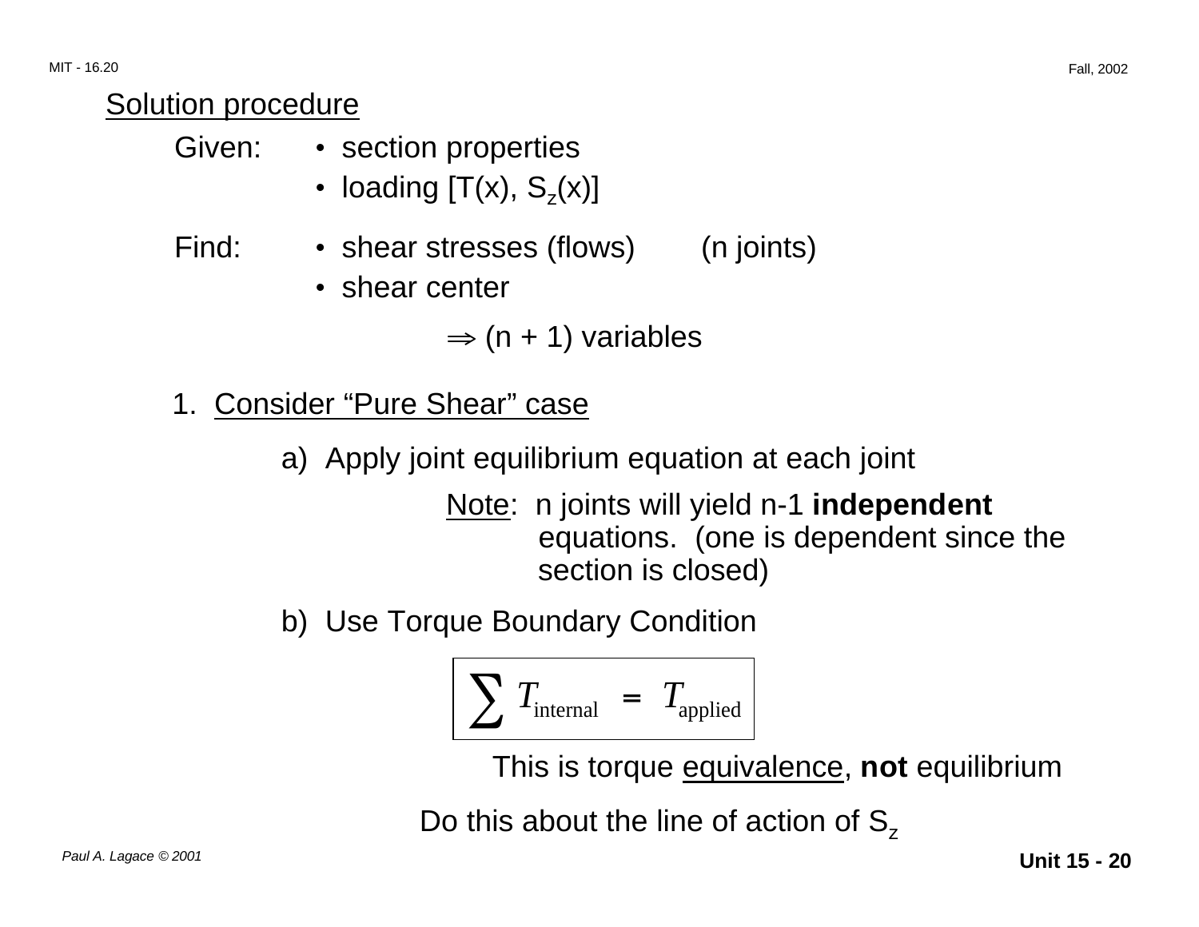## Solution procedure

Given:
- section properties
- loading [T(x), $S_z$(x)]

Find:
- shear stresses (flows) (n joints)
- shear center

$\Rightarrow$ (n + 1) variables

1. Consider "Pure Shear" case

   a) Apply joint equilibrium equation at each joint

   Note: n joints will yield n-1 **independent** equations. (one is dependent since the section is closed)

   b) Use Torque Boundary Condition

$$\sum T_{\text{internal}} = T_{\text{applied}}$$

This is torque equivalence, **not** equilibrium

Do this about the line of action of $S_z$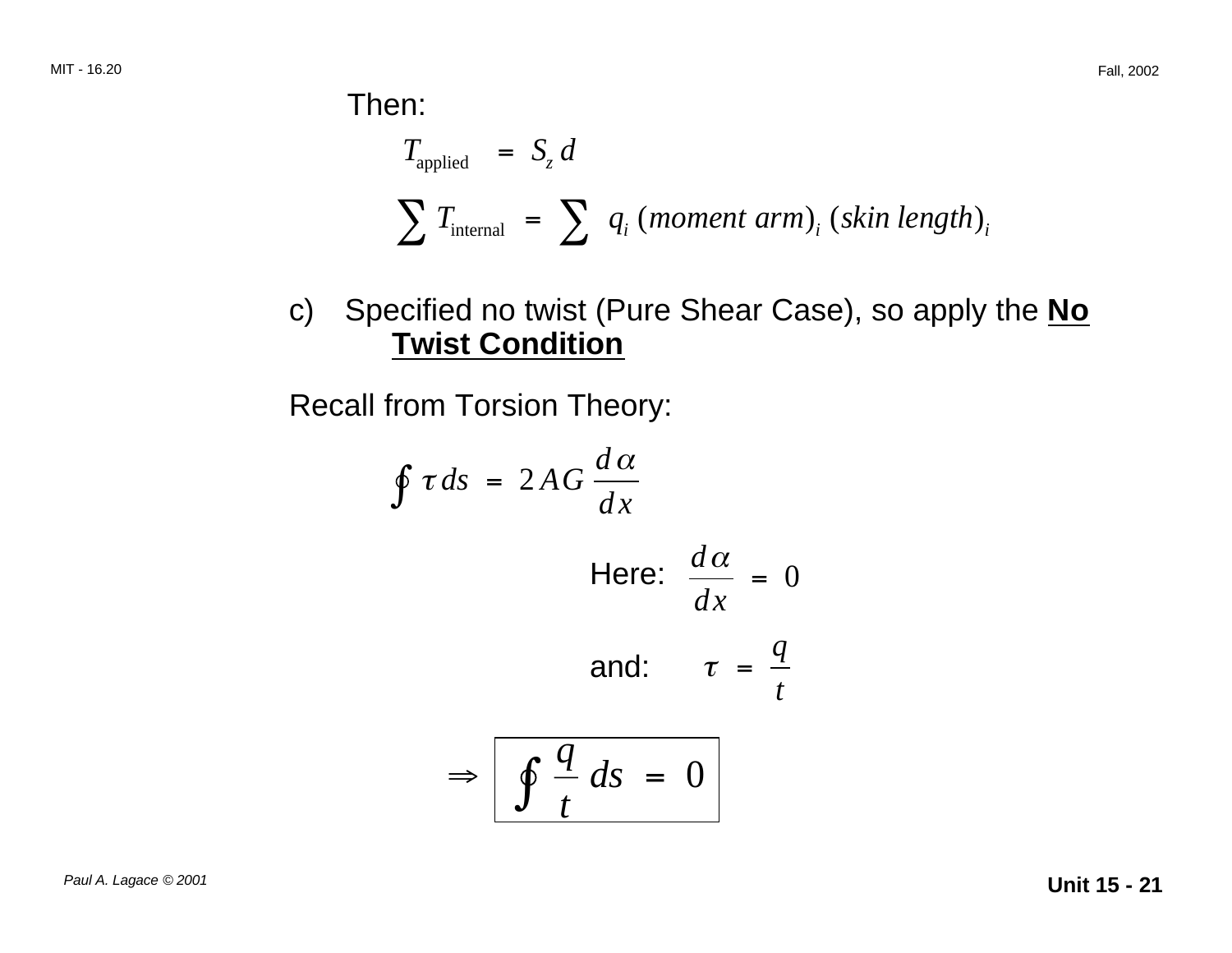Then:

$$T_{\text{applied}} = S_z \, d$$

$$\sum T_{\text{internal}} = \sum \; q_i \, (moment\ arm)_i \, (skin\ length)_i$$

c) Specified no twist (Pure Shear Case), so apply the **No Twist Condition**

Recall from Torsion Theory:

$$\oint \tau \, ds = 2 A G \frac{d\alpha}{dx}$$

Here: $\dfrac{d\alpha}{dx} = 0$

and: $\tau = \dfrac{q}{t}$

$$\Rightarrow \boxed{\oint \frac{q}{t} \, ds = 0}$$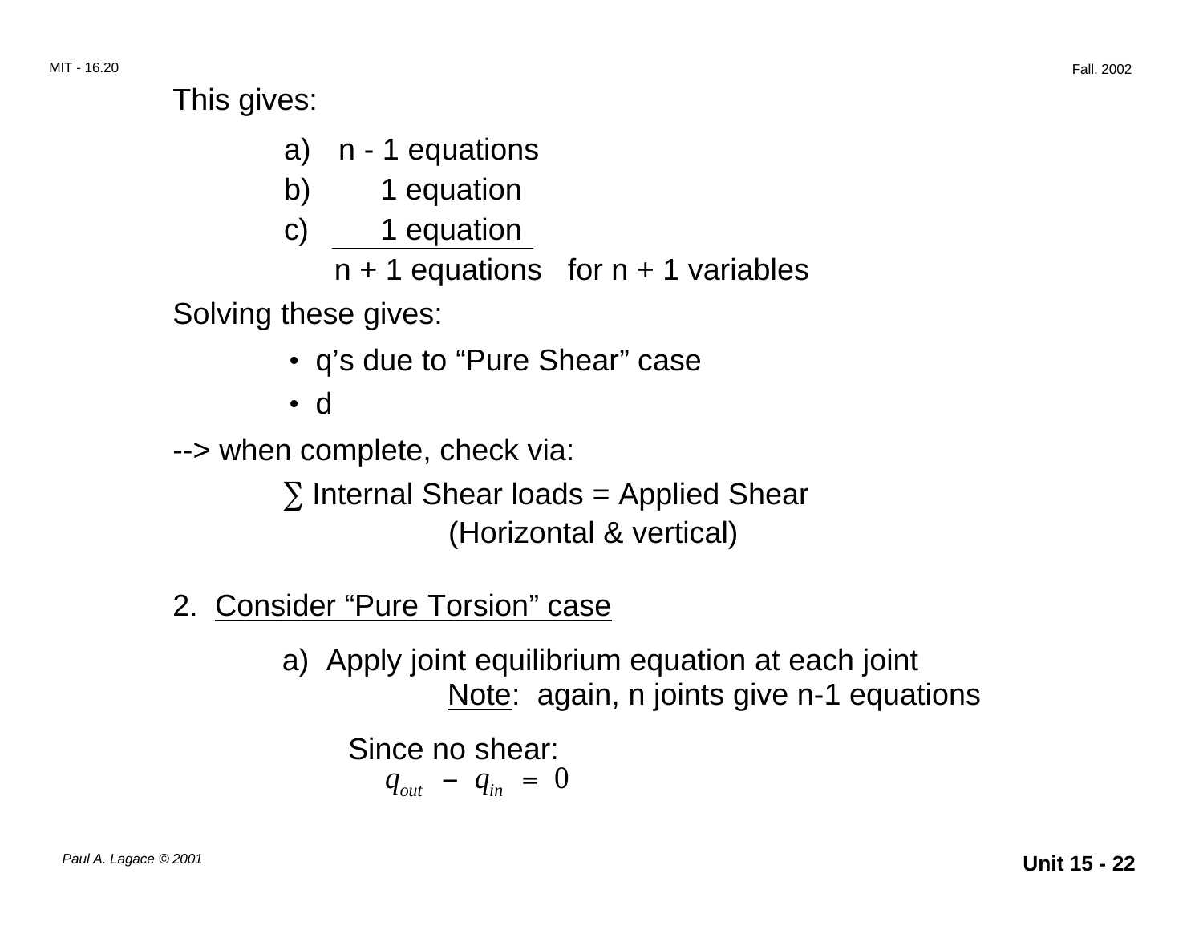This gives:

a) n - 1 equations
b) 1 equation
c) 1 equation

n + 1 equations for n + 1 variables

Solving these gives:

- q's due to "Pure Shear" case
- d

--> when complete, check via:

∑ Internal Shear loads = Applied Shear
(Horizontal & vertical)

2. <u>Consider "Pure Torsion" case</u>

a) Apply joint equilibrium equation at each joint
<u>Note</u>: again, n joints give n-1 equations

Since no shear:

$$q_{out} - q_{in} = 0$$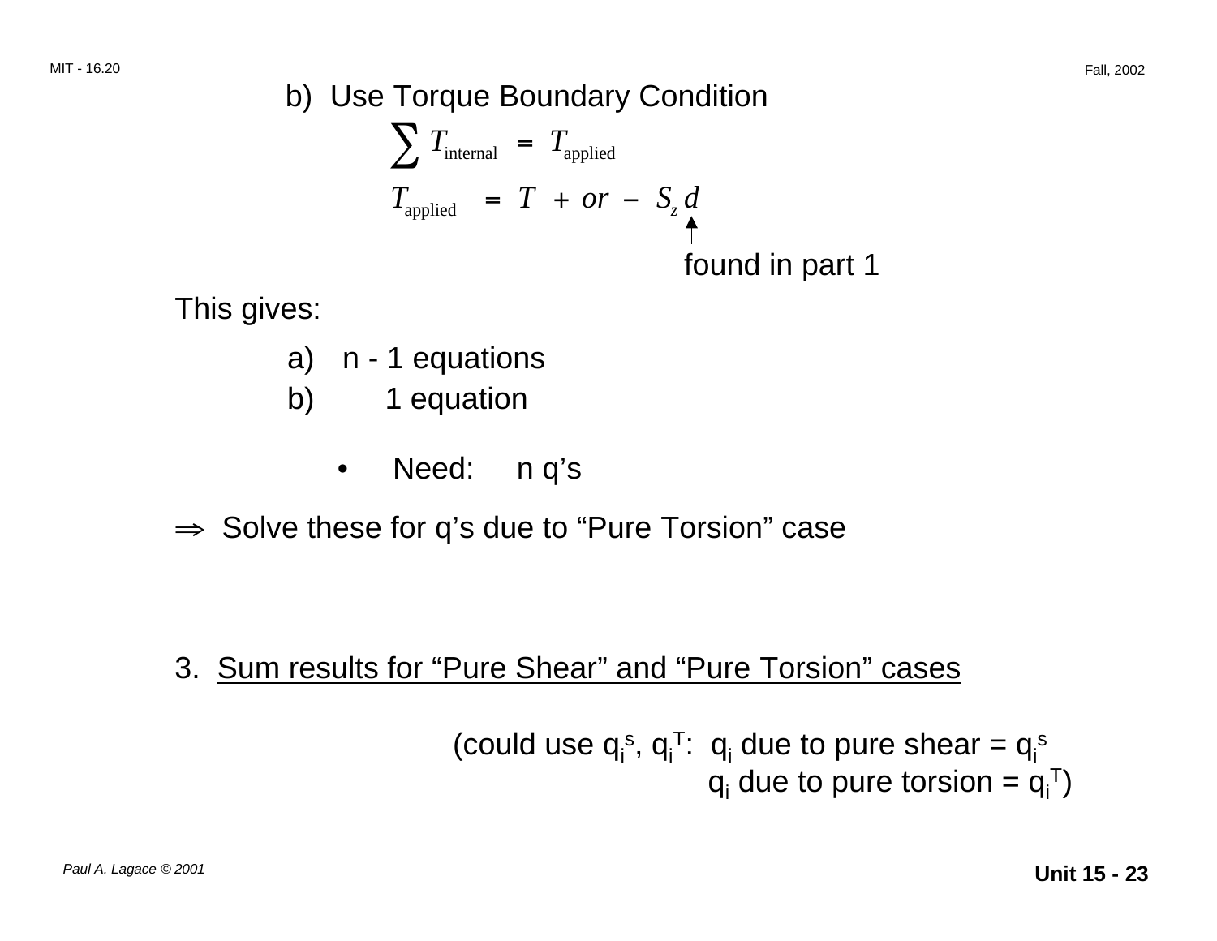b) Use Torque Boundary Condition

$$\sum T_{\text{internal}} = T_{\text{applied}}$$

$$T_{\text{applied}} = T + or - S_z d$$

↑ found in part 1

This gives:

a) n - 1 equations
b) 1 equation

- Need: n q's

$\Rightarrow$ Solve these for q's due to "Pure Torsion" case

3. Sum results for "Pure Shear" and "Pure Torsion" cases

(could use $q_i^s$, $q_i^T$: $q_i$ due to pure shear = $q_i^s$
$q_i$ due to pure torsion = $q_i^T$)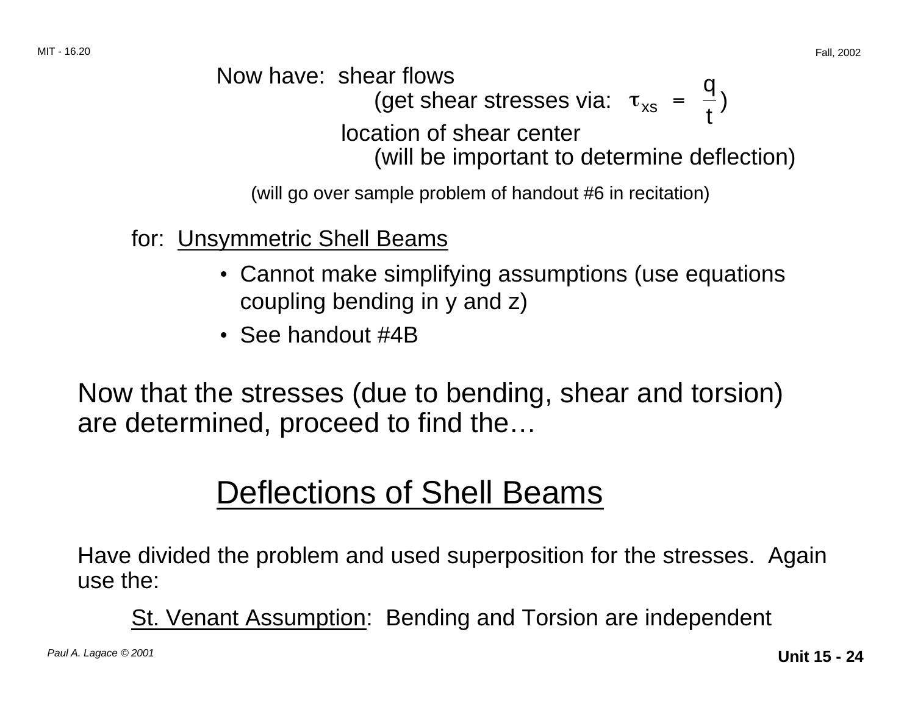Now have: shear flows

(get shear stresses via: $\tau_{xs} = \frac{q}{t}$)

location of shear center

(will be important to determine deflection)

(will go over sample problem of handout #6 in recitation)

for: Unsymmetric Shell Beams

- Cannot make simplifying assumptions (use equations coupling bending in y and z)
- See handout #4B

Now that the stresses (due to bending, shear and torsion) are determined, proceed to find the…

# Deflections of Shell Beams

Have divided the problem and used superposition for the stresses. Again use the:

St. Venant Assumption: Bending and Torsion are independent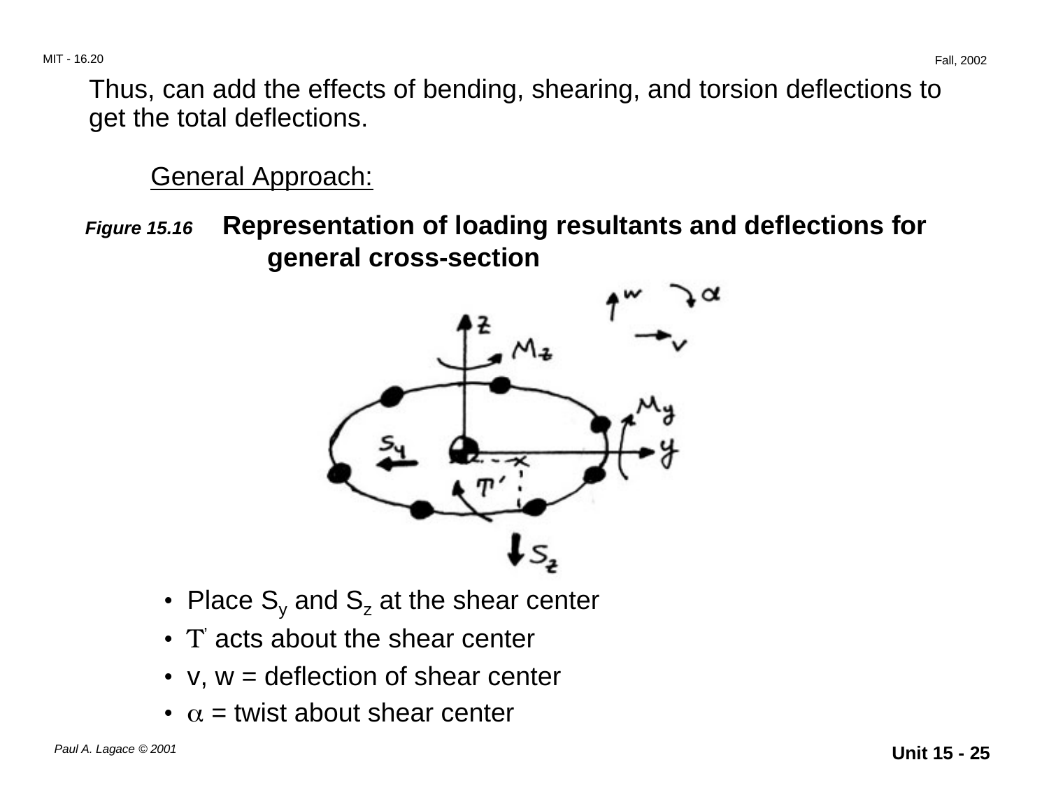Thus, can add the effects of bending, shearing, and torsion deflections to get the total deflections.

General Approach:

***Figure 15.16*** **Representation of loading resultants and deflections for general cross-section**

- Place $S_y$ and $S_z$ at the shear center
- $T'$ acts about the shear center
- v, w = deflection of shear center
- $\alpha$ = twist about shear center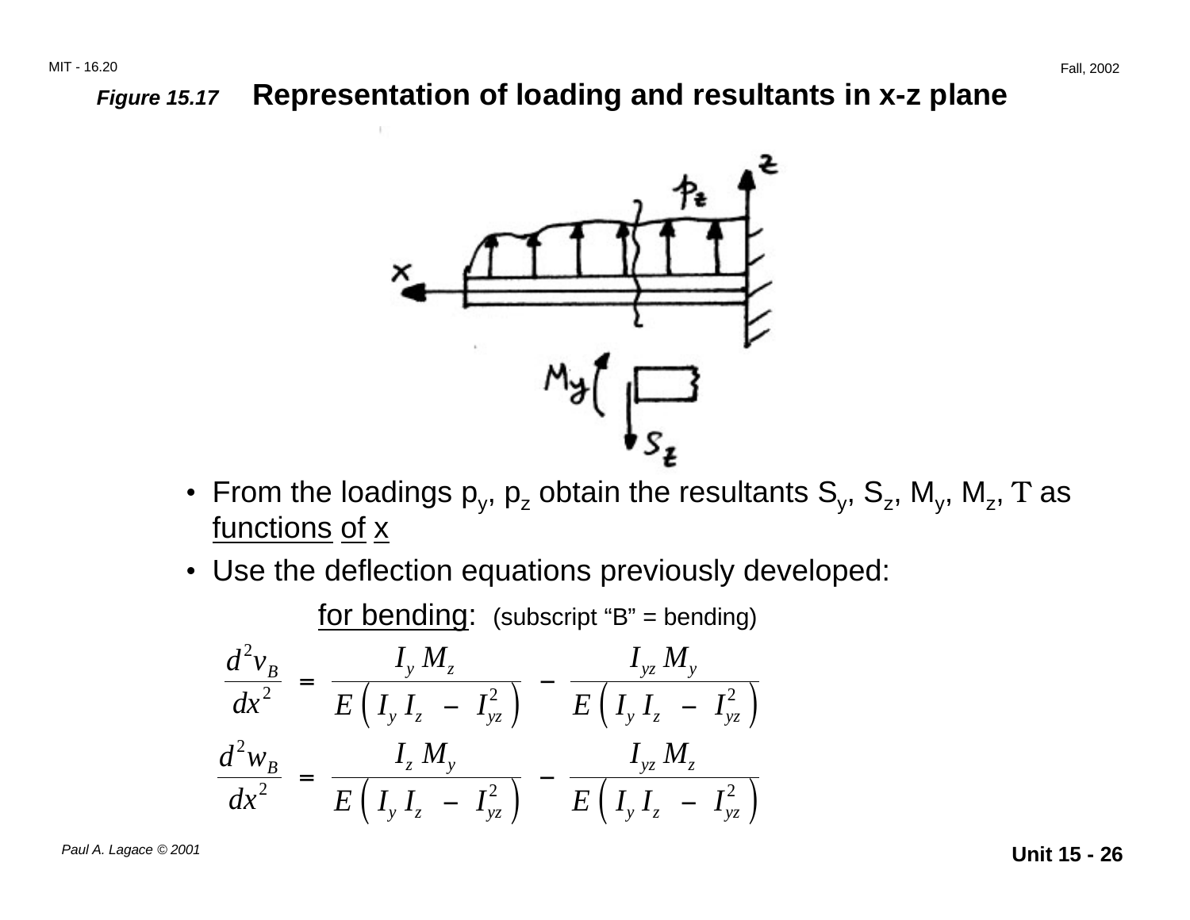**Figure 15.17 Representation of loading and resultants in x-z plane**

- From the loadings $p_y$, $p_z$ obtain the resultants $S_y$, $S_z$, $M_y$, $M_z$, $T$ as functions of x
- Use the deflection equations previously developed:

  for bending: (subscript "B" = bending)

$$\frac{d^2 v_B}{dx^2} = \frac{I_y M_z}{E\left(I_y I_z - I_{yz}^2\right)} - \frac{I_{yz} M_y}{E\left(I_y I_z - I_{yz}^2\right)}$$

$$\frac{d^2 w_B}{dx^2} = \frac{I_z M_y}{E\left(I_y I_z - I_{yz}^2\right)} - \frac{I_{yz} M_z}{E\left(I_y I_z - I_{yz}^2\right)}$$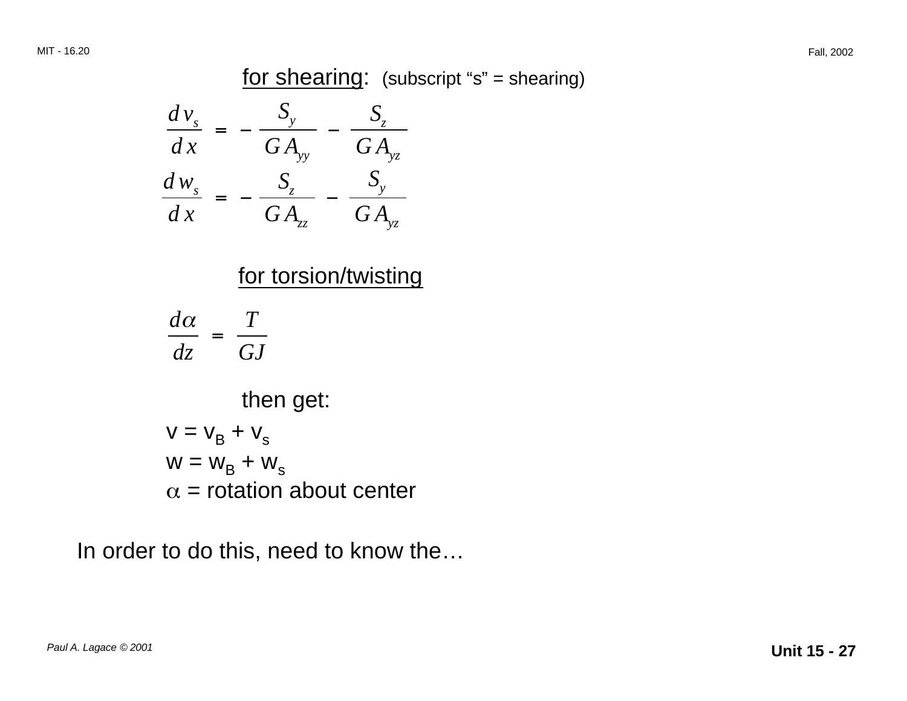<u>for shearing</u>: (subscript "s" = shearing)

$$\frac{d v_s}{d x} = - \frac{S_y}{G A_{yy}} - \frac{S_z}{G A_{yz}}$$

$$\frac{d w_s}{d x} = - \frac{S_z}{G A_{zz}} - \frac{S_y}{G A_{yz}}$$

<u>for torsion/twisting</u>

$$\frac{d\alpha}{dz} = \frac{T}{GJ}$$

then get:

$v = v_B + v_s$

$w = w_B + w_s$

$\alpha$ = rotation about center

In order to do this, need to know the…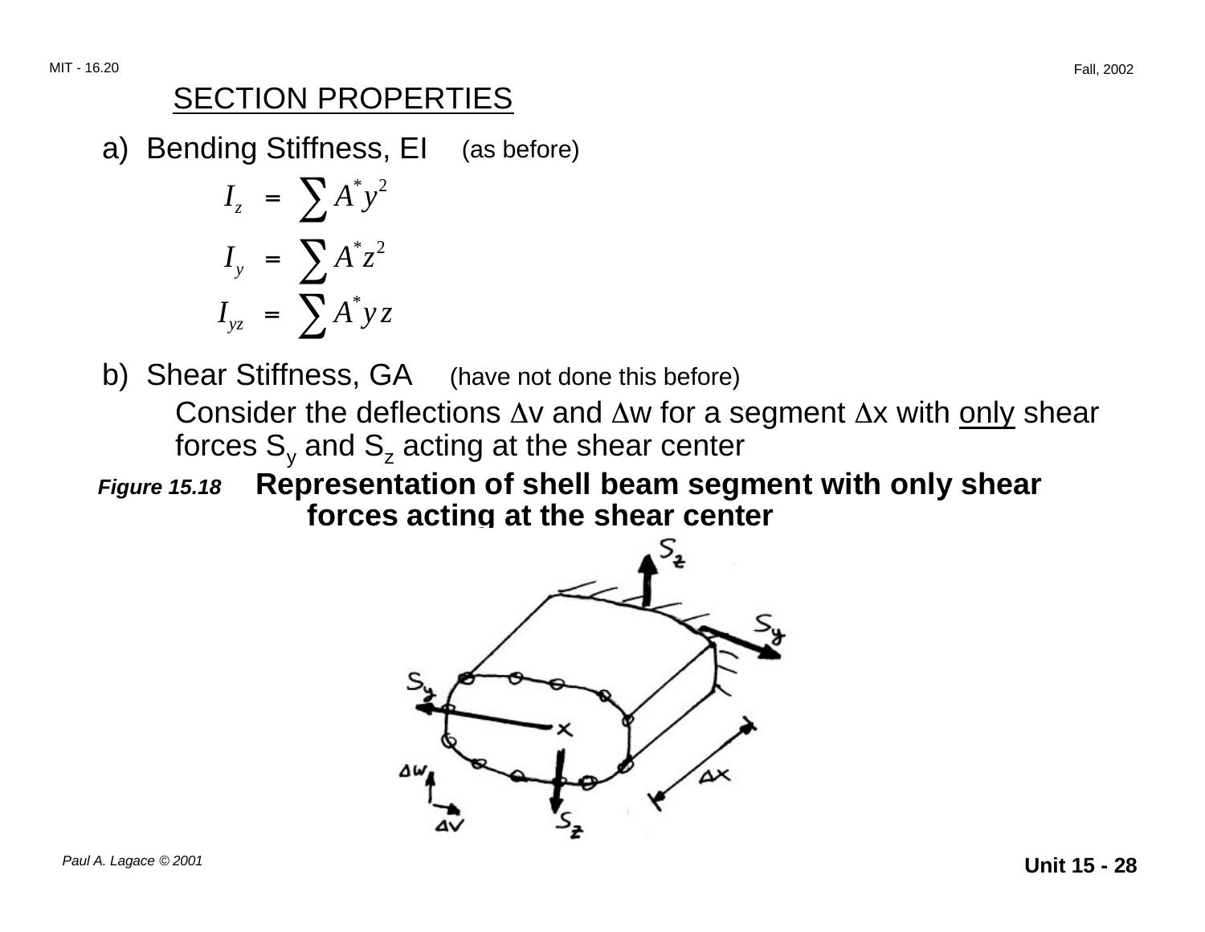## SECTION PROPERTIES

a) Bending Stiffness, EI (as before)

$$I_z = \sum A^* y^2$$

$$I_y = \sum A^* z^2$$

$$I_{yz} = \sum A^* y z$$

b) Shear Stiffness, GA (have not done this before)

Consider the deflections $\Delta v$ and $\Delta w$ for a segment $\Delta x$ with <u>only</u> shear forces $S_y$ and $S_z$ acting at the shear center

***Figure 15.18*** **Representation of shell beam segment with only shear forces acting at the shear center**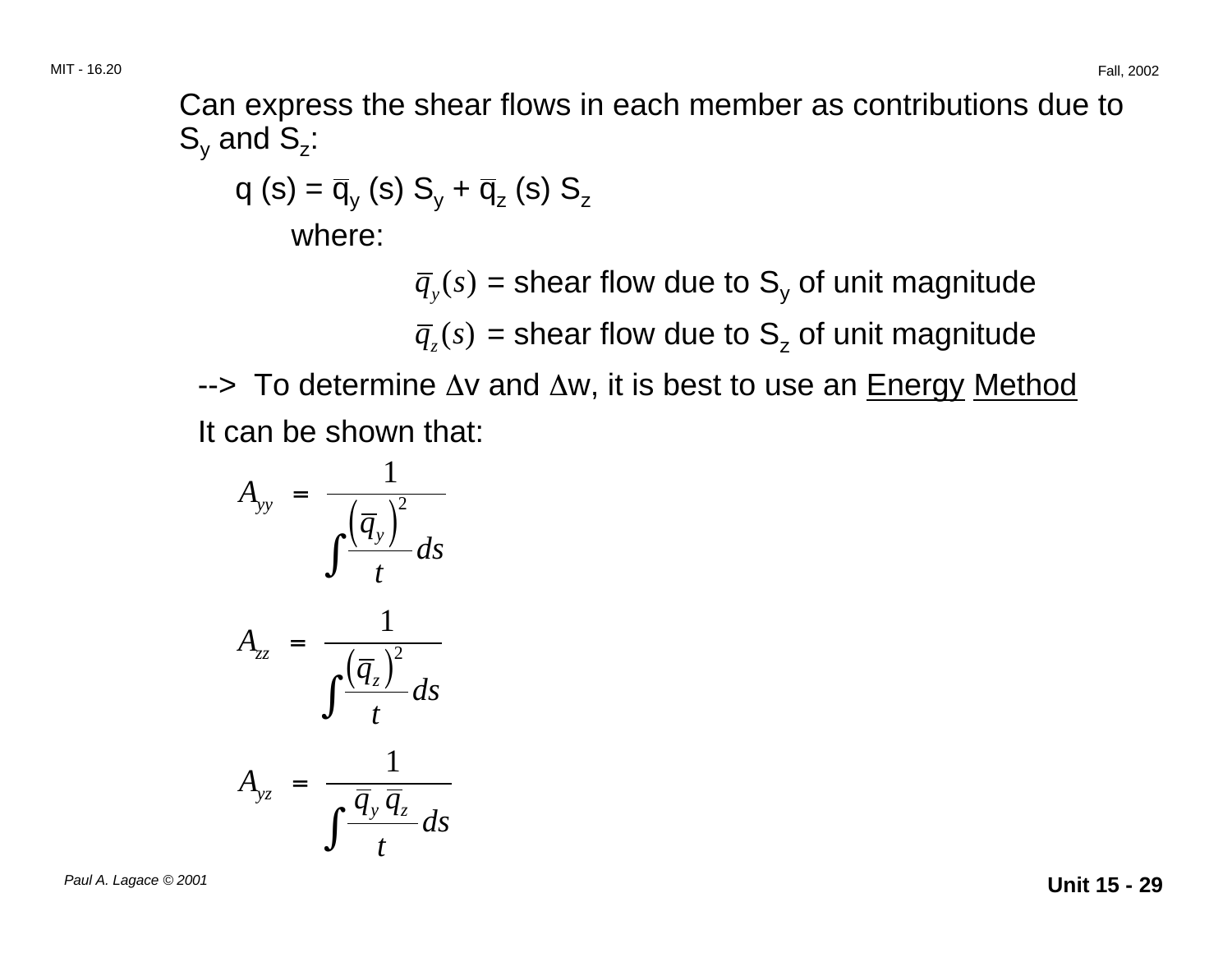Can express the shear flows in each member as contributions due to $S_y$ and $S_z$:

$$q(s) = \bar{q}_y(s)\, S_y + \bar{q}_z(s)\, S_z$$

where:

$\bar{q}_y(s)$ = shear flow due to $S_y$ of unit magnitude

$\bar{q}_z(s)$ = shear flow due to $S_z$ of unit magnitude

--> To determine $\Delta v$ and $\Delta w$, it is best to use an <u>Energy</u> <u>Method</u>

It can be shown that:

$$A_{yy} = \frac{1}{\int \frac{\left(\bar{q}_y\right)^2}{t} ds}$$

$$A_{zz} = \frac{1}{\int \frac{\left(\bar{q}_z\right)^2}{t} ds}$$

$$A_{yz} = \frac{1}{\int \frac{\bar{q}_y\, \bar{q}_z}{t} ds}$$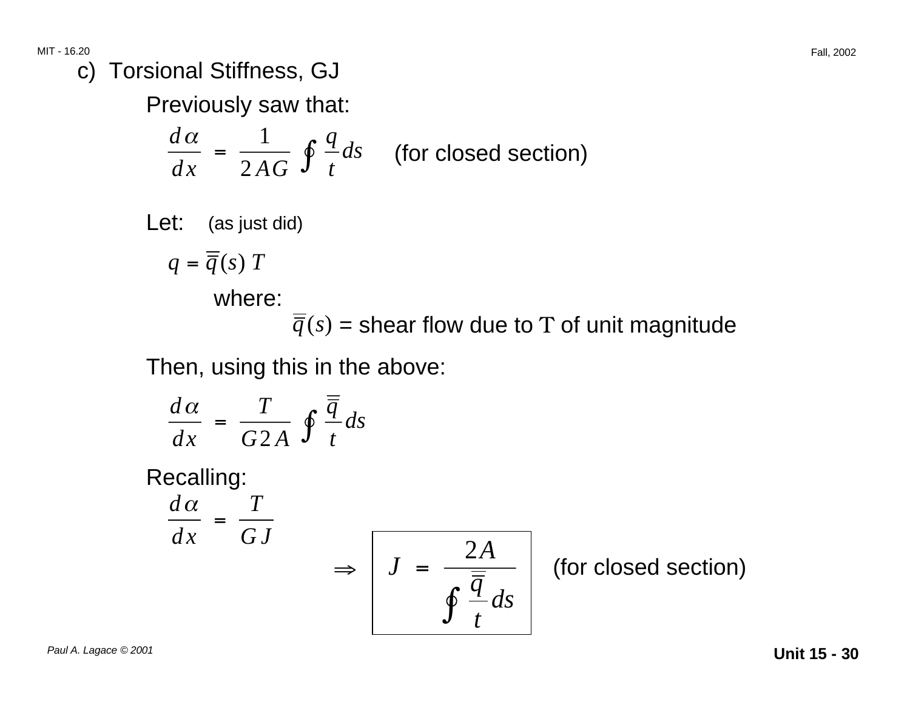c) Torsional Stiffness, GJ

Previously saw that:

$$\frac{d\alpha}{dx} = \frac{1}{2AG} \oint \frac{q}{t} ds \qquad \text{(for closed section)}$$

Let: (as just did)

$$q = \overline{\overline{q}}(s)\, T$$

where:

$\overline{\overline{q}}(s)$ = shear flow due to T of unit magnitude

Then, using this in the above:

$$\frac{d\alpha}{dx} = \frac{T}{G2A} \oint \frac{\overline{\overline{q}}}{t} ds$$

Recalling:

$$\frac{d\alpha}{dx} = \frac{T}{GJ}$$

$$\Rightarrow \boxed{J = \frac{2A}{\oint \frac{\overline{\overline{q}}}{t} ds}} \qquad \text{(for closed section)}$$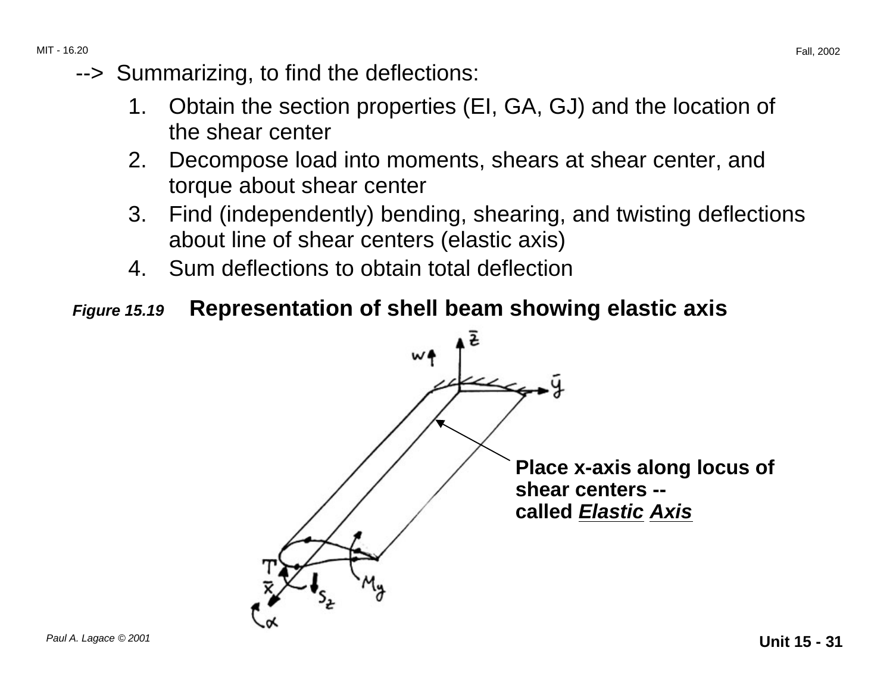--> Summarizing, to find the deflections:

1. Obtain the section properties (EI, GA, GJ) and the location of the shear center
2. Decompose load into moments, shears at shear center, and torque about shear center
3. Find (independently) bending, shearing, and twisting deflections about line of shear centers (elastic axis)
4. Sum deflections to obtain total deflection

***Figure 15.19*** **Representation of shell beam showing elastic axis**

**Place x-axis along locus of shear centers -- called *<u>Elastic</u>* *<u>Axis</u>***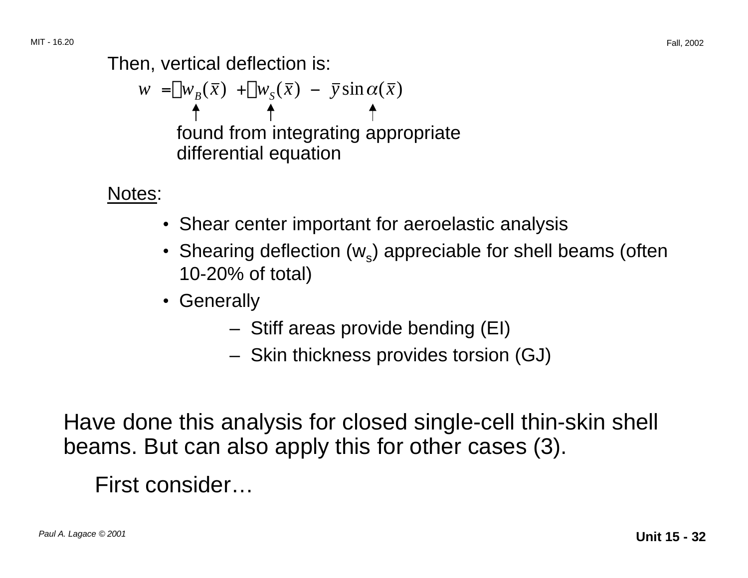Then, vertical deflection is:

$$w = w_B(\bar{x}) + w_S(\bar{x}) - \bar{y}\sin\alpha(\bar{x})$$

found from integrating appropriate differential equation

Notes:

- Shear center important for aeroelastic analysis
- Shearing deflection ($w_s$) appreciable for shell beams (often 10-20% of total)
- Generally
  - Stiff areas provide bending (EI)
  - Skin thickness provides torsion (GJ)

Have done this analysis for closed single-cell thin-skin shell beams. But can also apply this for other cases (3).

First consider…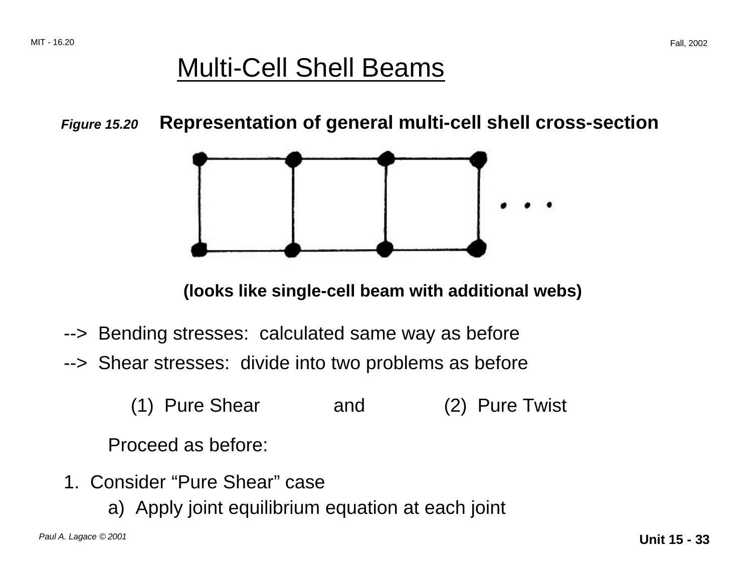# Multi-Cell Shell Beams

***Figure 15.20*** **Representation of general multi-cell shell cross-section**

**(looks like single-cell beam with additional webs)**

--> Bending stresses: calculated same way as before

--> Shear stresses: divide into two problems as before

(1) Pure Shear and (2) Pure Twist

Proceed as before:

1. Consider "Pure Shear" case
   a) Apply joint equilibrium equation at each joint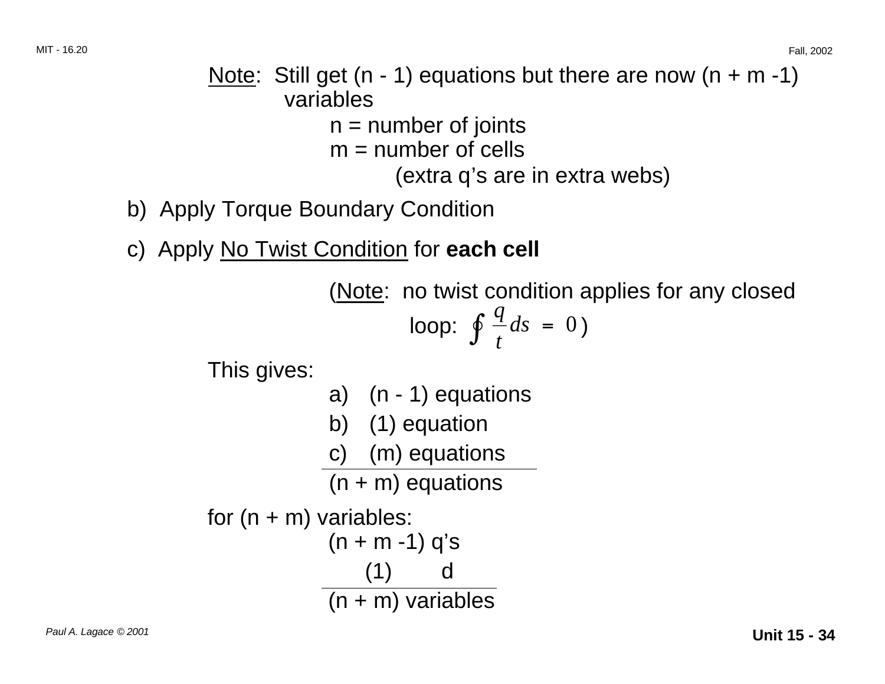<u>Note</u>: Still get (n - 1) equations but there are now (n + m -1) variables

n = number of joints
m = number of cells

(extra q's are in extra webs)

b) Apply Torque Boundary Condition

c) Apply <u>No Twist Condition</u> for **each cell**

(<u>Note</u>: no twist condition applies for any closed loop: $\oint \frac{q}{t} ds = 0$)

This gives:

a) (n - 1) equations
b) (1) equation
c) (m) equations

---

(n + m) equations

for (n + m) variables:

(n + m -1) q's
(1) d

---

(n + m) variables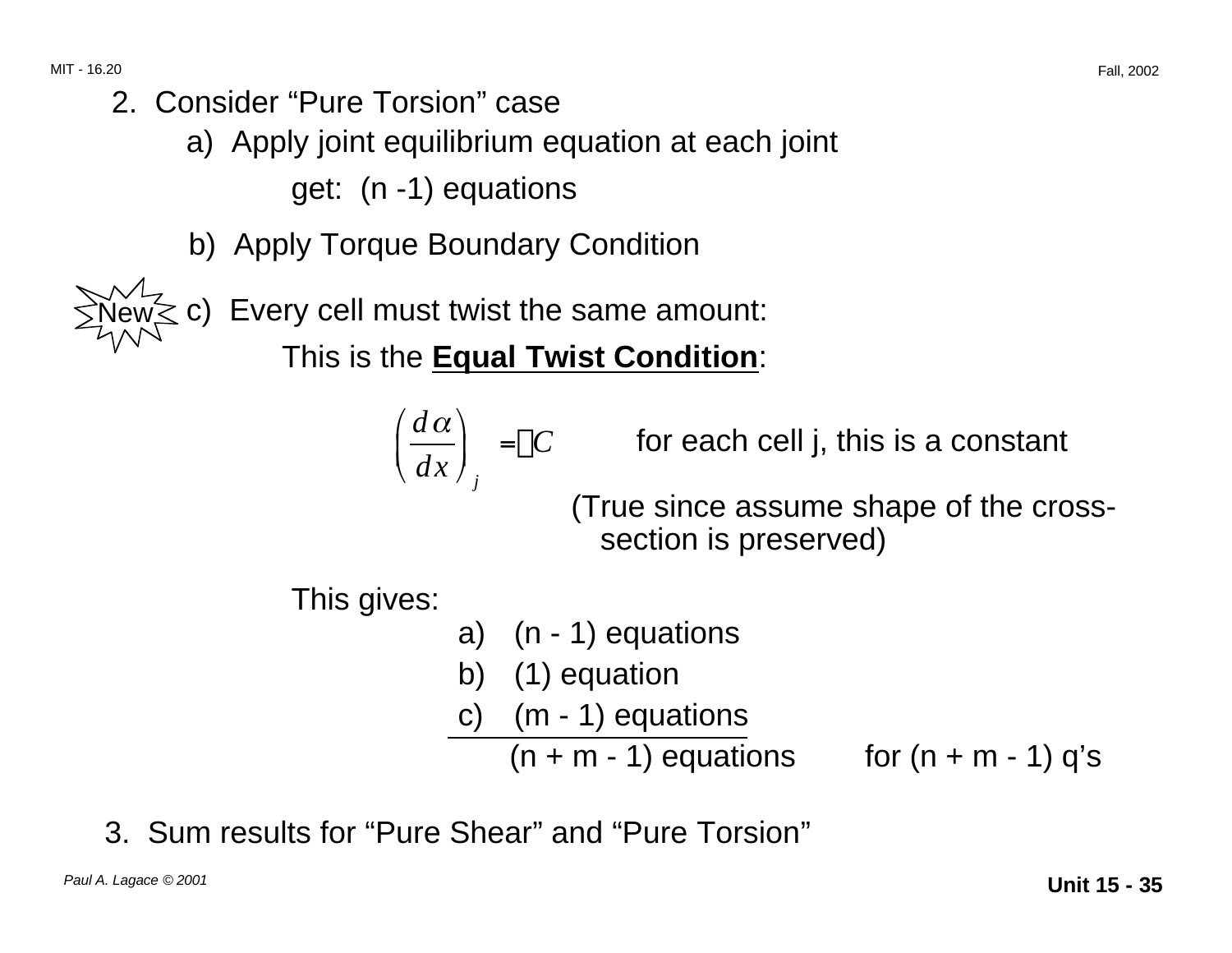2. Consider "Pure Torsion" case

   a) Apply joint equilibrium equation at each joint

      get: (n -1) equations

   b) Apply Torque Boundary Condition

New c) Every cell must twist the same amount:

   This is the **Equal Twist Condition**:

$$\left(\frac{d\alpha}{dx}\right)_j = C \qquad \text{for each cell j, this is a constant}$$

(True since assume shape of the cross-section is preserved)

This gives:

a) (n - 1) equations
b) (1) equation
c) (m - 1) equations

(n + m - 1) equations for (n + m - 1) q's

3. Sum results for "Pure Shear" and "Pure Torsion"